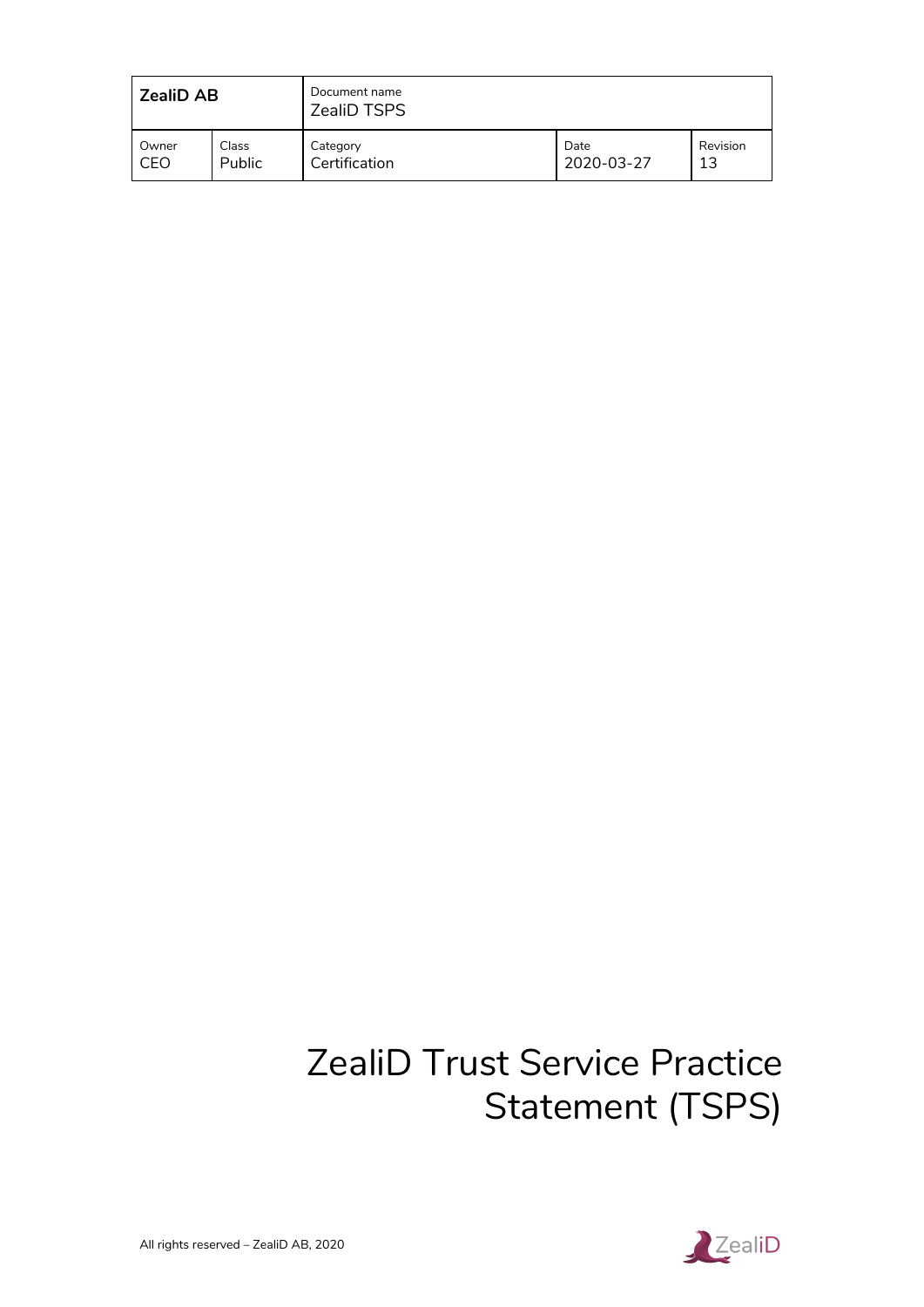| ZealiD AB | | Document name<br>ZealiD TSPS | | |
|---|---|---|---|---|
| Owner<br>CEO | Class<br>Public | Category<br>Certification | Date<br>2020-03-27 | Revision<br>13 |

# ZealiD Trust Service Practice Statement (TSPS)

All rights reserved – ZealiD AB, 2020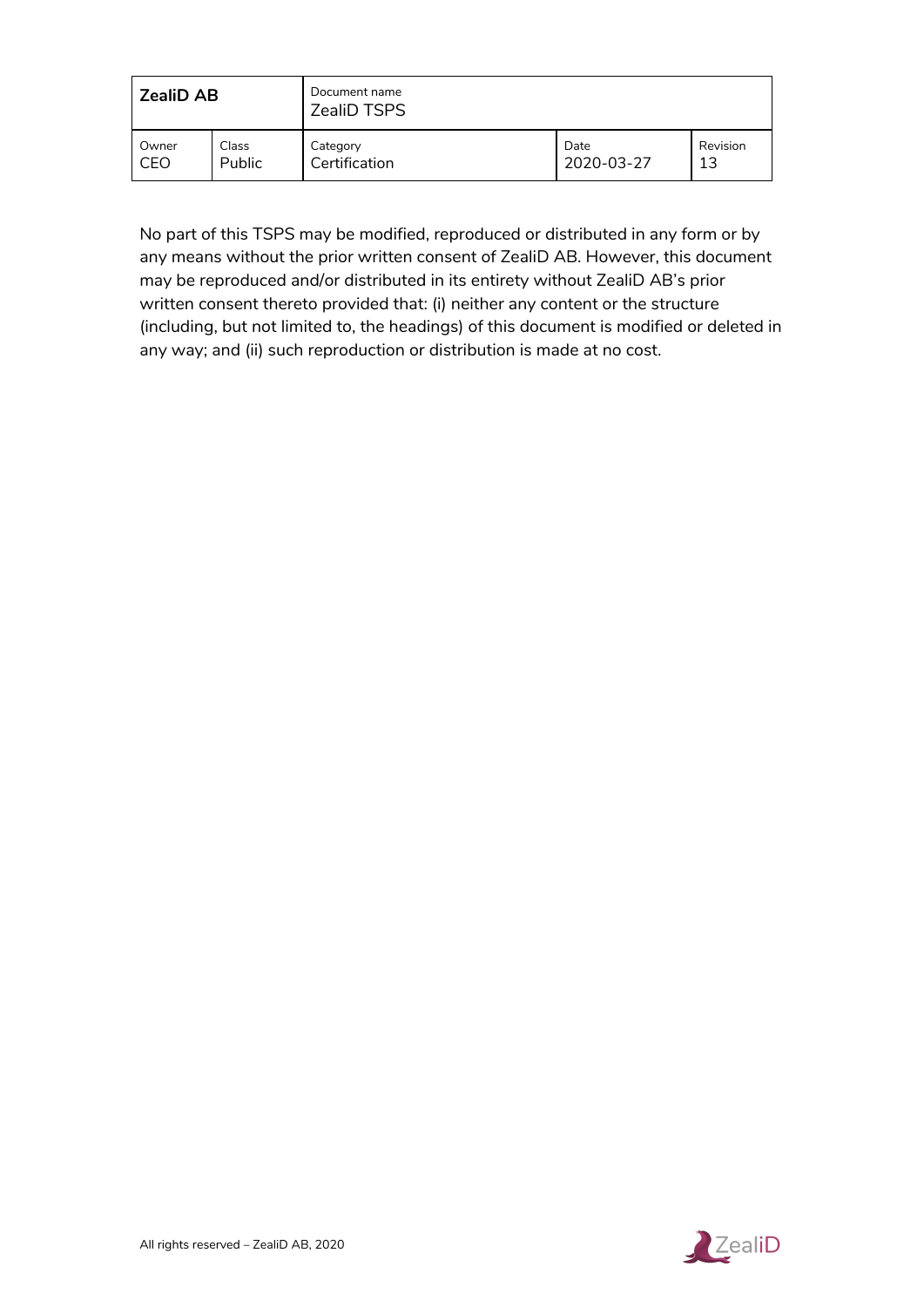No part of this TSPS may be modified, reproduced or distributed in any form or by any means without the prior written consent of ZealiD AB. However, this document may be reproduced and/or distributed in its entirety without ZealiD AB's prior written consent thereto provided that: (i) neither any content or the structure (including, but not limited to, the headings) of this document is modified or deleted in any way; and (ii) such reproduction or distribution is made at no cost.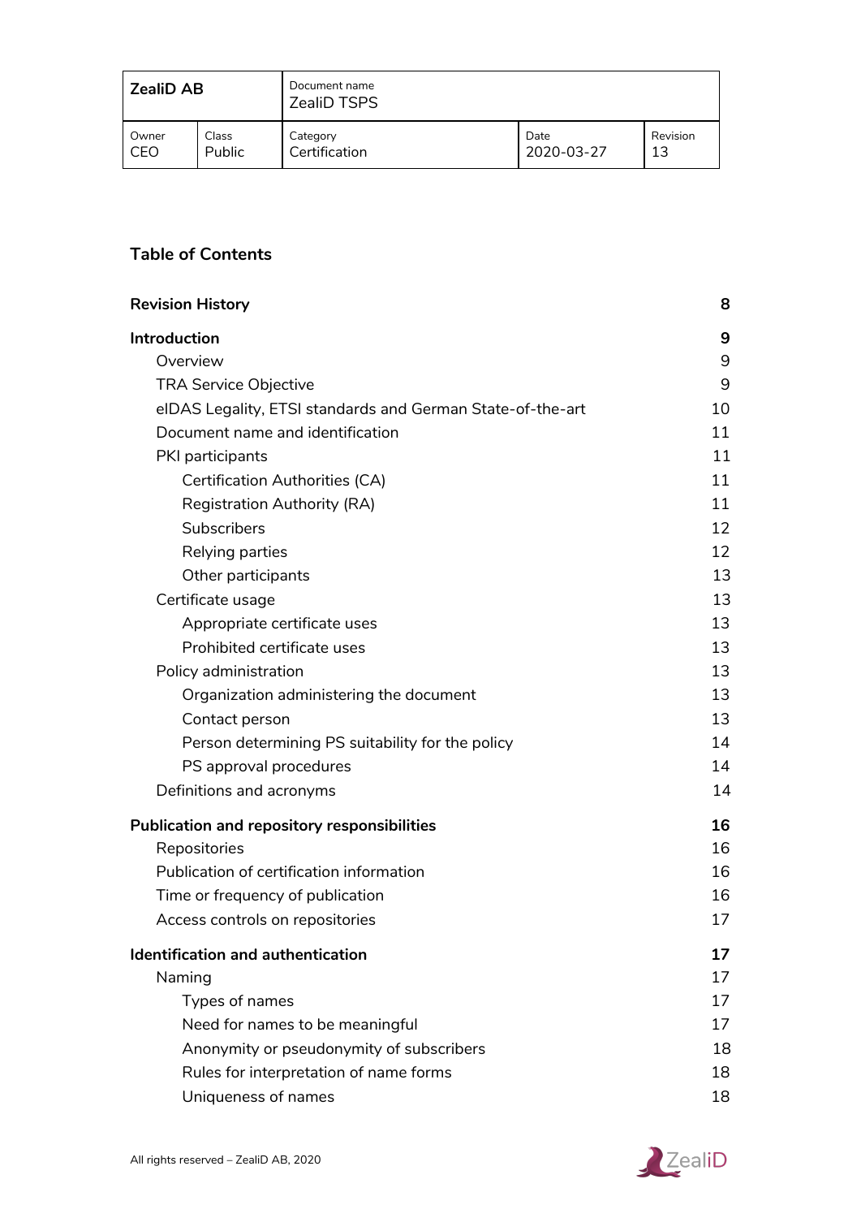**Table of Contents**

| | |
|---|---|
| **Revision History** | **8** |
| **Introduction** | **9** |
| Overview | 9 |
| TRA Service Objective | 9 |
| eIDAS Legality, ETSI standards and German State-of-the-art | 10 |
| Document name and identification | 11 |
| PKI participants | 11 |
| Certification Authorities (CA) | 11 |
| Registration Authority (RA) | 11 |
| Subscribers | 12 |
| Relying parties | 12 |
| Other participants | 13 |
| Certificate usage | 13 |
| Appropriate certificate uses | 13 |
| Prohibited certificate uses | 13 |
| Policy administration | 13 |
| Organization administering the document | 13 |
| Contact person | 13 |
| Person determining PS suitability for the policy | 14 |
| PS approval procedures | 14 |
| Definitions and acronyms | 14 |
| **Publication and repository responsibilities** | **16** |
| Repositories | 16 |
| Publication of certification information | 16 |
| Time or frequency of publication | 16 |
| Access controls on repositories | 17 |
| **Identification and authentication** | **17** |
| Naming | 17 |
| Types of names | 17 |
| Need for names to be meaningful | 17 |
| Anonymity or pseudonymity of subscribers | 18 |
| Rules for interpretation of name forms | 18 |
| Uniqueness of names | 18 |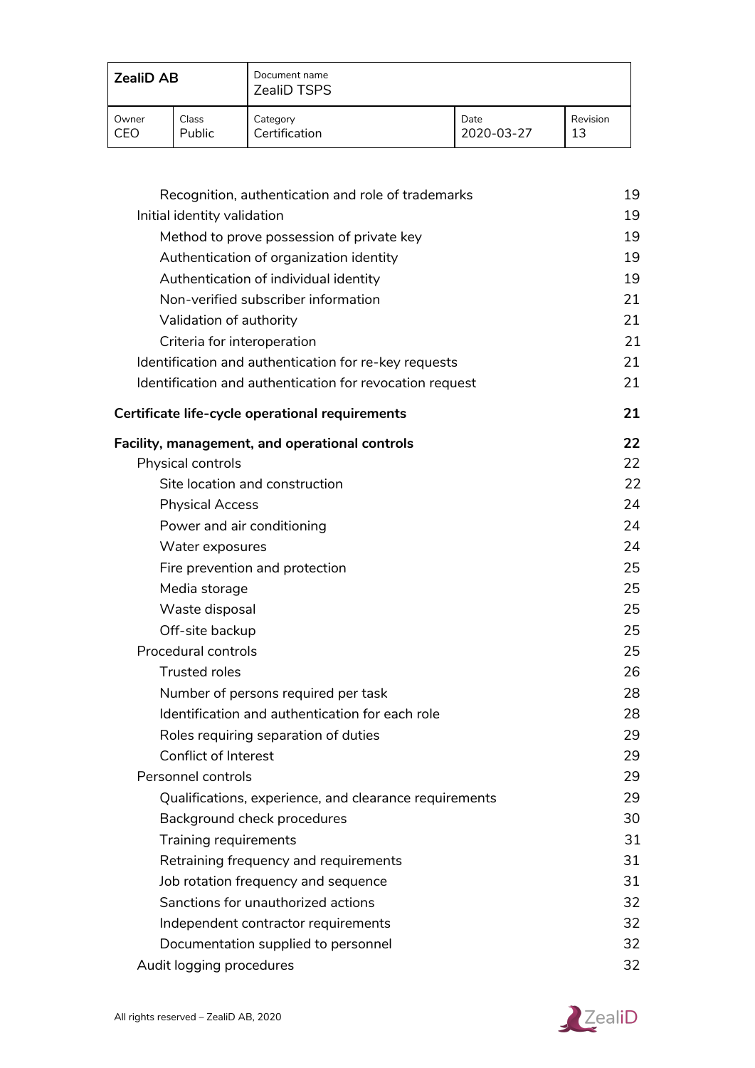Recognition, authentication and role of trademarks 19

Initial identity validation 19

Method to prove possession of private key 19

Authentication of organization identity 19

Authentication of individual identity 19

Non-verified subscriber information 21

Validation of authority 21

Criteria for interoperation 21

Identification and authentication for re-key requests 21

Identification and authentication for revocation request 21

**Certificate life-cycle operational requirements 21**

**Facility, management, and operational controls 22**

Physical controls 22

Site location and construction 22

Physical Access 24

Power and air conditioning 24

Water exposures 24

Fire prevention and protection 25

Media storage 25

Waste disposal 25

Off-site backup 25

Procedural controls 25

Trusted roles 26

Number of persons required per task 28

Identification and authentication for each role 28

Roles requiring separation of duties 29

Conflict of Interest 29

Personnel controls 29

Qualifications, experience, and clearance requirements 29

Background check procedures 30

Training requirements 31

Retraining frequency and requirements 31

Job rotation frequency and sequence 31

Sanctions for unauthorized actions 32

Independent contractor requirements 32

Documentation supplied to personnel 32

Audit logging procedures 32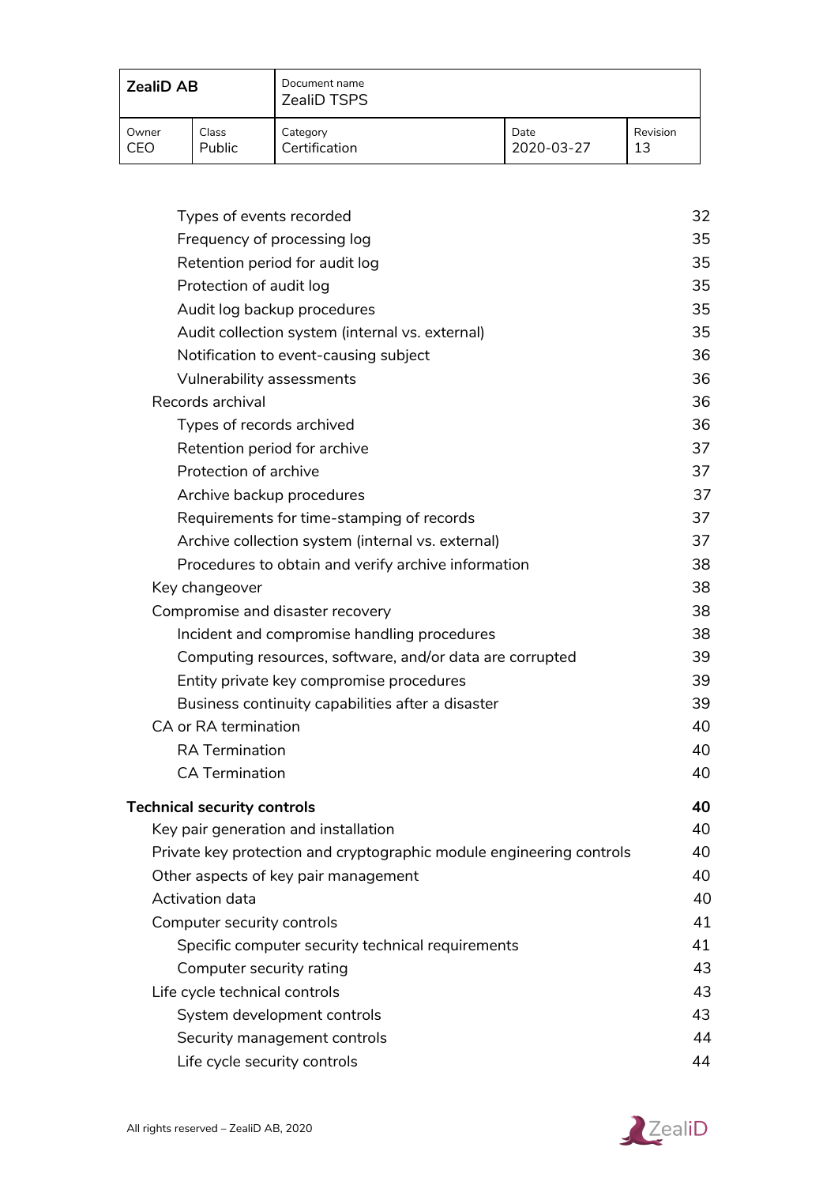| Types of events recorded | 32 |
| --- | --- |
| Frequency of processing log | 35 |
| Retention period for audit log | 35 |
| Protection of audit log | 35 |
| Audit log backup procedures | 35 |
| Audit collection system (internal vs. external) | 35 |
| Notification to event-causing subject | 36 |
| Vulnerability assessments | 36 |
| Records archival | 36 |
| Types of records archived | 36 |
| Retention period for archive | 37 |
| Protection of archive | 37 |
| Archive backup procedures | 37 |
| Requirements for time-stamping of records | 37 |
| Archive collection system (internal vs. external) | 37 |
| Procedures to obtain and verify archive information | 38 |
| Key changeover | 38 |
| Compromise and disaster recovery | 38 |
| Incident and compromise handling procedures | 38 |
| Computing resources, software, and/or data are corrupted | 39 |
| Entity private key compromise procedures | 39 |
| Business continuity capabilities after a disaster | 39 |
| CA or RA termination | 40 |
| RA Termination | 40 |
| CA Termination | 40 |
| **Technical security controls** | **40** |
| Key pair generation and installation | 40 |
| Private key protection and cryptographic module engineering controls | 40 |
| Other aspects of key pair management | 40 |
| Activation data | 40 |
| Computer security controls | 41 |
| Specific computer security technical requirements | 41 |
| Computer security rating | 43 |
| Life cycle technical controls | 43 |
| System development controls | 43 |
| Security management controls | 44 |
| Life cycle security controls | 44 |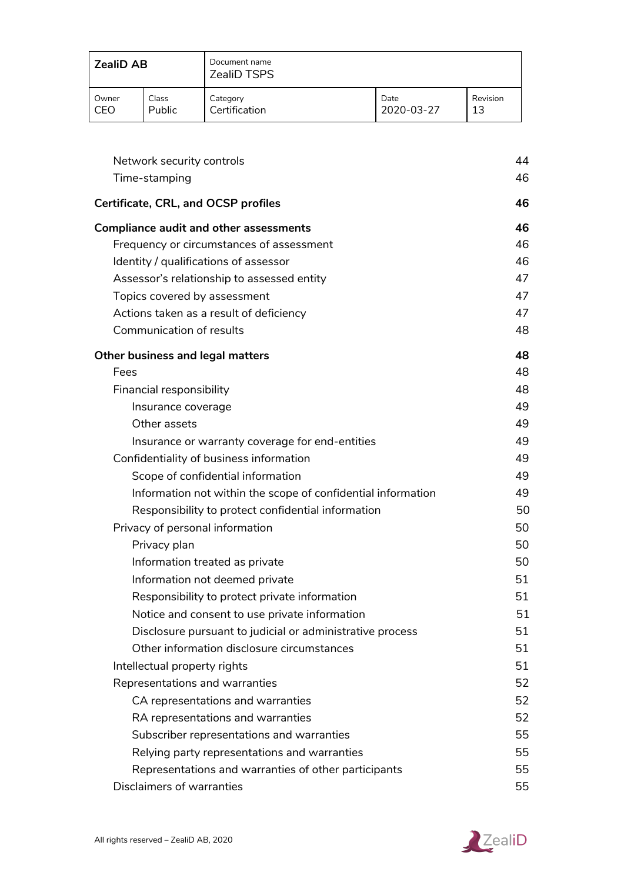Network security controls 44
Time-stamping 46

**Certificate, CRL, and OCSP profiles 46**

**Compliance audit and other assessments 46**
Frequency or circumstances of assessment 46
Identity / qualifications of assessor 46
Assessor's relationship to assessed entity 47
Topics covered by assessment 47
Actions taken as a result of deficiency 47
Communication of results 48

**Other business and legal matters 48**
Fees 48
Financial responsibility 48
Insurance coverage 49
Other assets 49
Insurance or warranty coverage for end-entities 49
Confidentiality of business information 49
Scope of confidential information 49
Information not within the scope of confidential information 49
Responsibility to protect confidential information 50
Privacy of personal information 50
Privacy plan 50
Information treated as private 50
Information not deemed private 51
Responsibility to protect private information 51
Notice and consent to use private information 51
Disclosure pursuant to judicial or administrative process 51
Other information disclosure circumstances 51
Intellectual property rights 51
Representations and warranties 52
CA representations and warranties 52
RA representations and warranties 52
Subscriber representations and warranties 55
Relying party representations and warranties 55
Representations and warranties of other participants 55
Disclaimers of warranties 55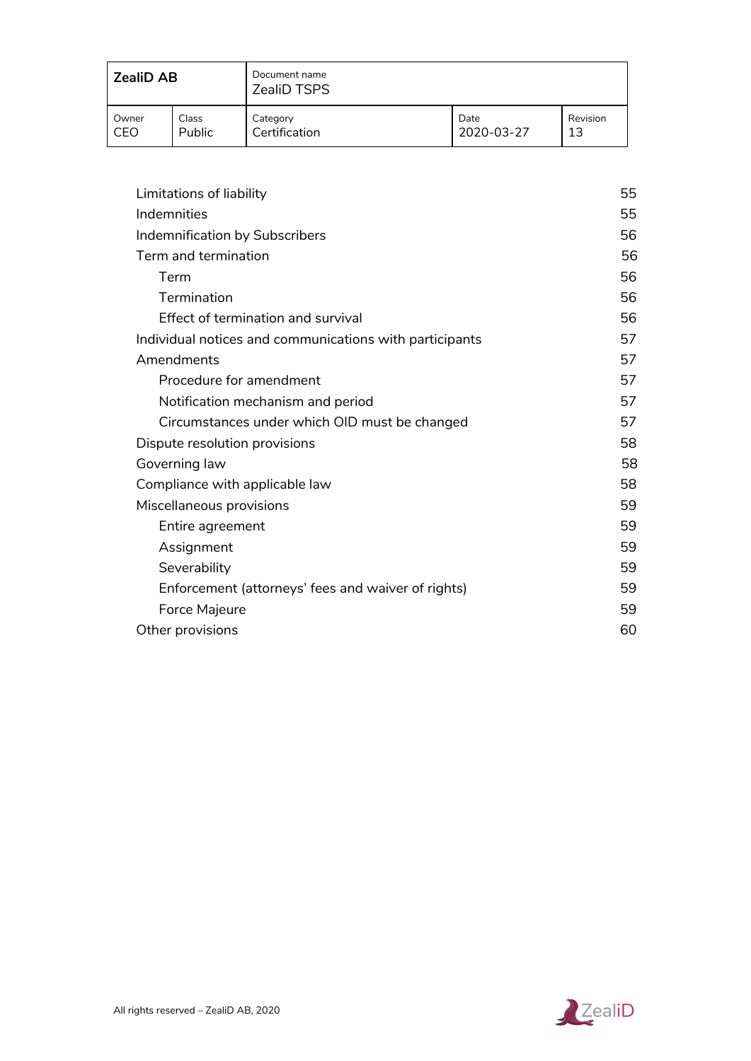| Limitations of liability | 55 |
|---|---|
| Indemnities | 55 |
| Indemnification by Subscribers | 56 |
| Term and termination | 56 |
| Term | 56 |
| Termination | 56 |
| Effect of termination and survival | 56 |
| Individual notices and communications with participants | 57 |
| Amendments | 57 |
| Procedure for amendment | 57 |
| Notification mechanism and period | 57 |
| Circumstances under which OID must be changed | 57 |
| Dispute resolution provisions | 58 |
| Governing law | 58 |
| Compliance with applicable law | 58 |
| Miscellaneous provisions | 59 |
| Entire agreement | 59 |
| Assignment | 59 |
| Severability | 59 |
| Enforcement (attorneys' fees and waiver of rights) | 59 |
| Force Majeure | 59 |
| Other provisions | 60 |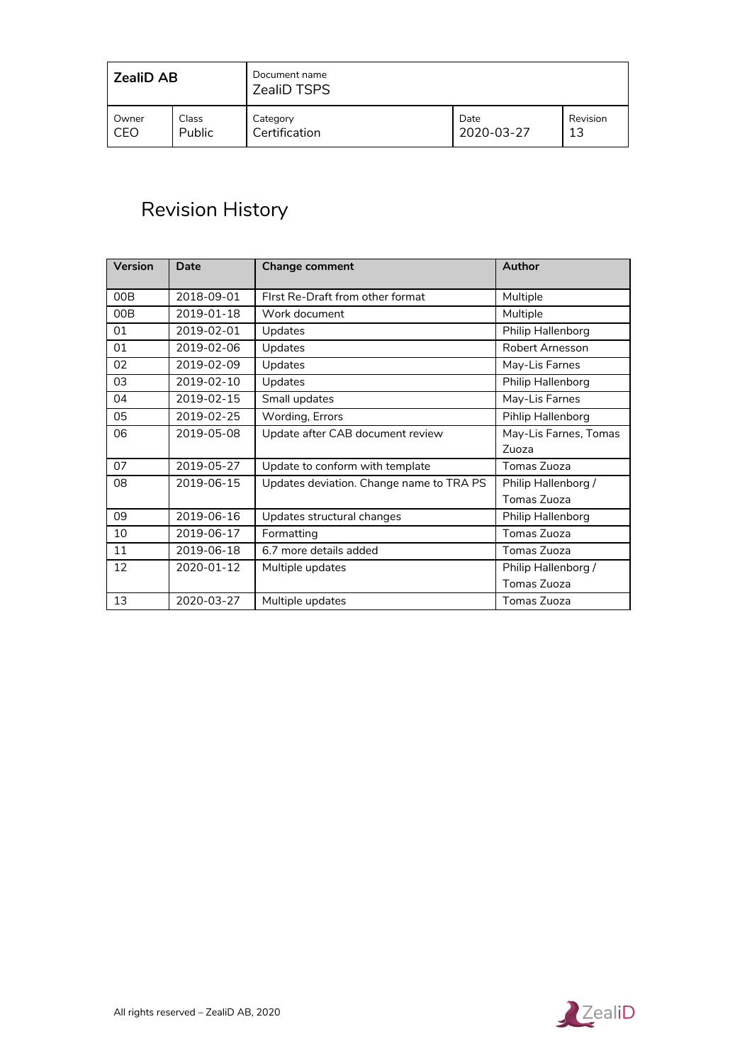# Revision History

| Version | Date | Change comment | Author |
|---|---|---|---|
| 00B | 2018-09-01 | FIrst Re-Draft from other format | Multiple |
| 00B | 2019-01-18 | Work document | Multiple |
| 01 | 2019-02-01 | Updates | Philip Hallenborg |
| 01 | 2019-02-06 | Updates | Robert Arnesson |
| 02 | 2019-02-09 | Updates | May-Lis Farnes |
| 03 | 2019-02-10 | Updates | Philip Hallenborg |
| 04 | 2019-02-15 | Small updates | May-Lis Farnes |
| 05 | 2019-02-25 | Wording, Errors | Pihlip Hallenborg |
| 06 | 2019-05-08 | Update after CAB document review | May-Lis Farnes, Tomas Zuoza |
| 07 | 2019-05-27 | Update to conform with template | Tomas Zuoza |
| 08 | 2019-06-15 | Updates deviation. Change name to TRA PS | Philip Hallenborg / Tomas Zuoza |
| 09 | 2019-06-16 | Updates structural changes | Philip Hallenborg |
| 10 | 2019-06-17 | Formatting | Tomas Zuoza |
| 11 | 2019-06-18 | 6.7 more details added | Tomas Zuoza |
| 12 | 2020-01-12 | Multiple updates | Philip Hallenborg / Tomas Zuoza |
| 13 | 2020-03-27 | Multiple updates | Tomas Zuoza |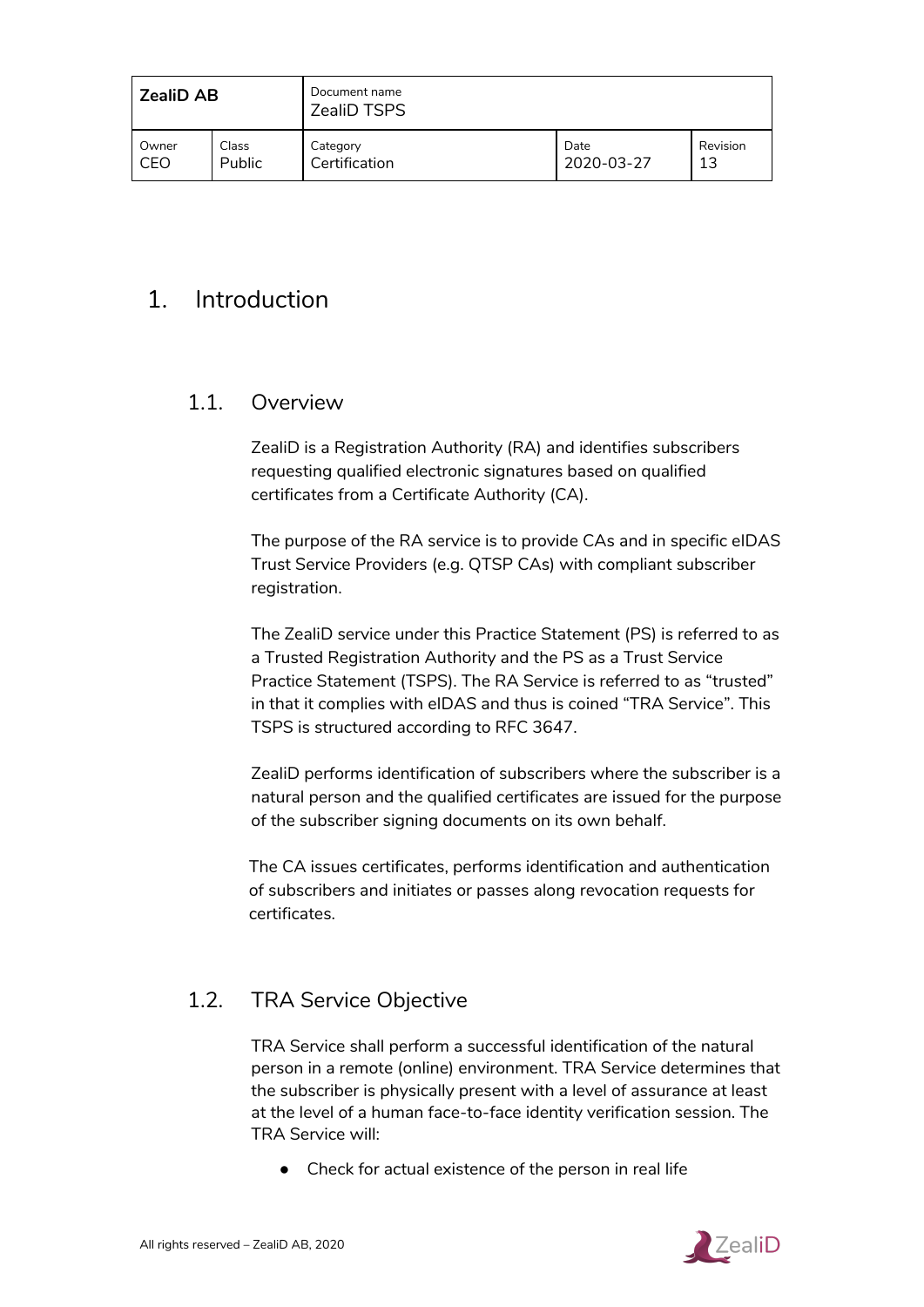# 1. Introduction

## 1.1. Overview

ZealiD is a Registration Authority (RA) and identifies subscribers requesting qualified electronic signatures based on qualified certificates from a Certificate Authority (CA).

The purpose of the RA service is to provide CAs and in specific eIDAS Trust Service Providers (e.g. QTSP CAs) with compliant subscriber registration.

The ZealiD service under this Practice Statement (PS) is referred to as a Trusted Registration Authority and the PS as a Trust Service Practice Statement (TSPS). The RA Service is referred to as "trusted" in that it complies with eIDAS and thus is coined "TRA Service". This TSPS is structured according to RFC 3647.

ZealiD performs identification of subscribers where the subscriber is a natural person and the qualified certificates are issued for the purpose of the subscriber signing documents on its own behalf.

The CA issues certificates, performs identification and authentication of subscribers and initiates or passes along revocation requests for certificates.

## 1.2. TRA Service Objective

TRA Service shall perform a successful identification of the natural person in a remote (online) environment. TRA Service determines that the subscriber is physically present with a level of assurance at least at the level of a human face-to-face identity verification session. The TRA Service will:

- Check for actual existence of the person in real life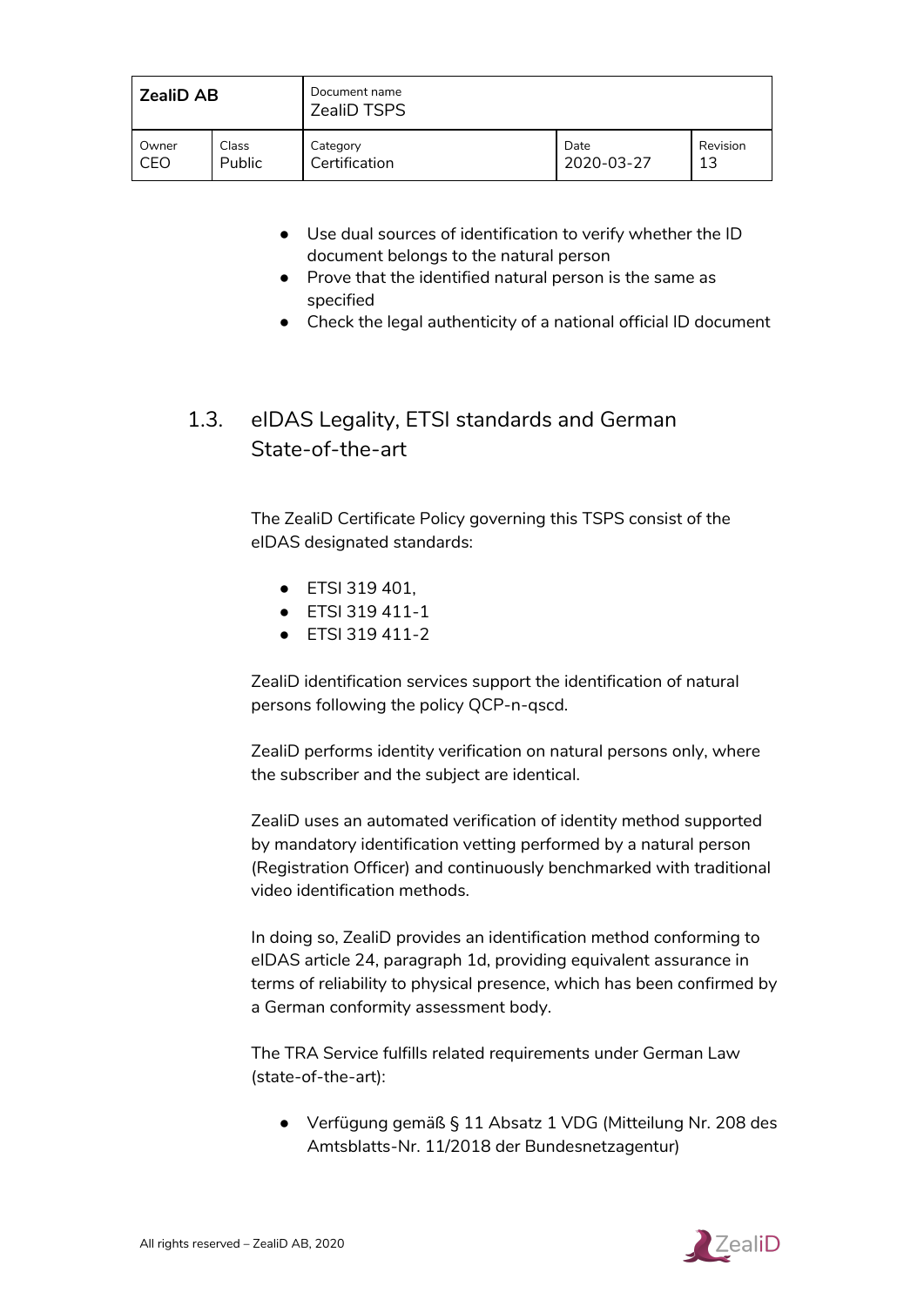- Use dual sources of identification to verify whether the ID document belongs to the natural person
- Prove that the identified natural person is the same as specified
- Check the legal authenticity of a national official ID document

## 1.3. eIDAS Legality, ETSI standards and German State-of-the-art

The ZealiD Certificate Policy governing this TSPS consist of the eIDAS designated standards:

- ETSI 319 401,
- ETSI 319 411-1
- ETSI 319 411-2

ZealiD identification services support the identification of natural persons following the policy QCP-n-qscd.

ZealiD performs identity verification on natural persons only, where the subscriber and the subject are identical.

ZealiD uses an automated verification of identity method supported by mandatory identification vetting performed by a natural person (Registration Officer) and continuously benchmarked with traditional video identification methods.

In doing so, ZealiD provides an identification method conforming to eIDAS article 24, paragraph 1d, providing equivalent assurance in terms of reliability to physical presence, which has been confirmed by a German conformity assessment body.

The TRA Service fulfills related requirements under German Law (state-of-the-art):

- Verfügung gemäß § 11 Absatz 1 VDG (Mitteilung Nr. 208 des Amtsblatts-Nr. 11/2018 der Bundesnetzagentur)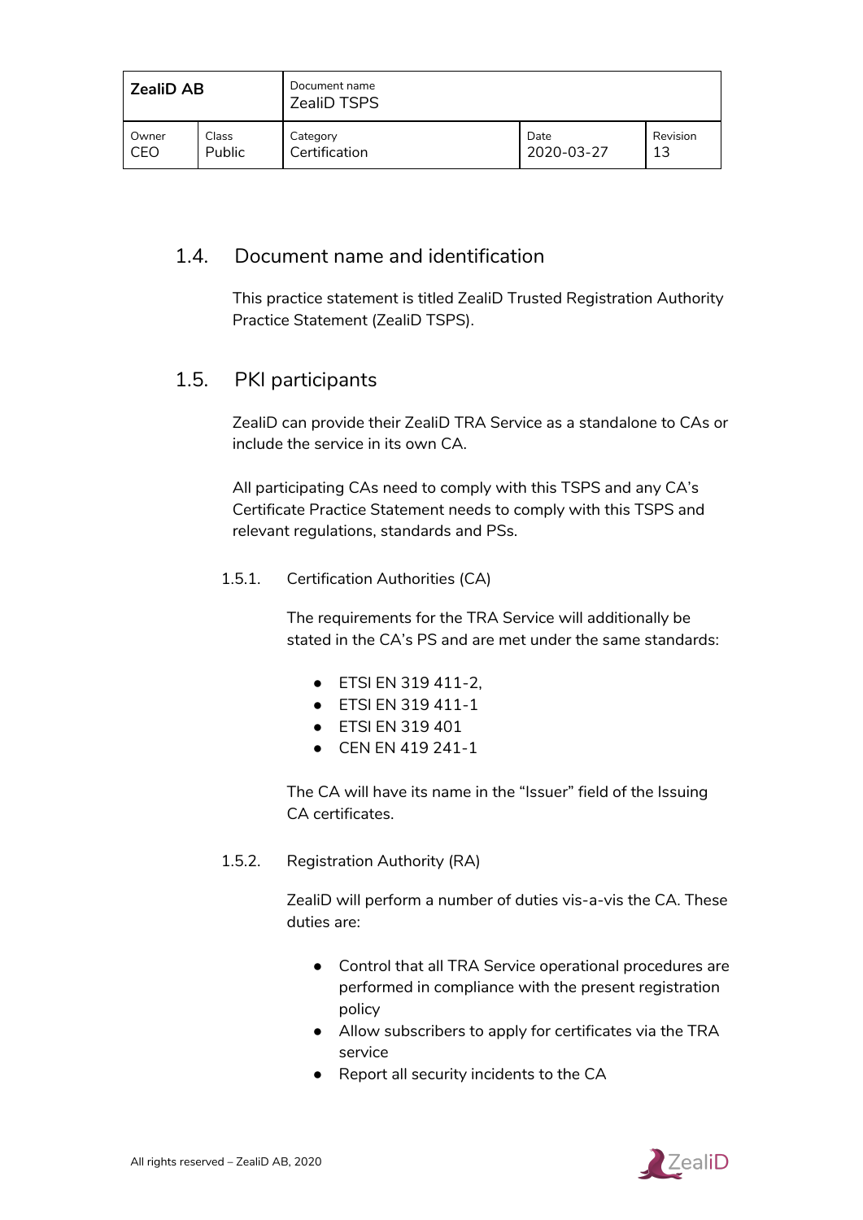## 1.4. Document name and identification

This practice statement is titled ZealiD Trusted Registration Authority Practice Statement (ZealiD TSPS).

## 1.5. PKI participants

ZealiD can provide their ZealiD TRA Service as a standalone to CAs or include the service in its own CA.

All participating CAs need to comply with this TSPS and any CA's Certificate Practice Statement needs to comply with this TSPS and relevant regulations, standards and PSs.

### 1.5.1. Certification Authorities (CA)

The requirements for the TRA Service will additionally be stated in the CA's PS and are met under the same standards:

- ETSI EN 319 411-2,
- ETSI EN 319 411-1
- ETSI EN 319 401
- CEN EN 419 241-1

The CA will have its name in the "Issuer" field of the Issuing CA certificates.

### 1.5.2. Registration Authority (RA)

ZealiD will perform a number of duties vis-a-vis the CA. These duties are:

- Control that all TRA Service operational procedures are performed in compliance with the present registration policy
- Allow subscribers to apply for certificates via the TRA service
- Report all security incidents to the CA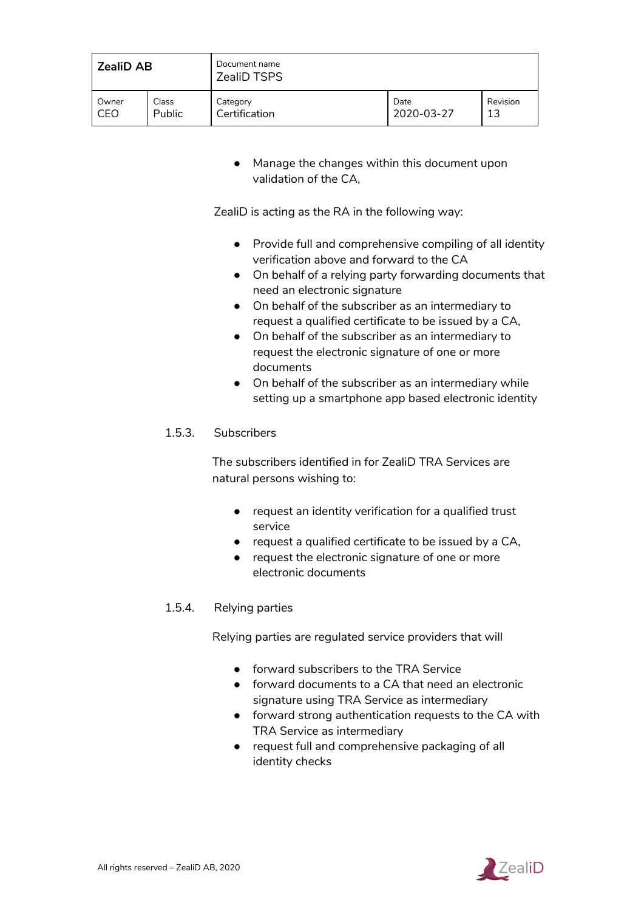- Manage the changes within this document upon validation of the CA,

ZealiD is acting as the RA in the following way:

- Provide full and comprehensive compiling of all identity verification above and forward to the CA
- On behalf of a relying party forwarding documents that need an electronic signature
- On behalf of the subscriber as an intermediary to request a qualified certificate to be issued by a CA,
- On behalf of the subscriber as an intermediary to request the electronic signature of one or more documents
- On behalf of the subscriber as an intermediary while setting up a smartphone app based electronic identity

#### 1.5.3. Subscribers

The subscribers identified in for ZealiD TRA Services are natural persons wishing to:

- request an identity verification for a qualified trust service
- request a qualified certificate to be issued by a CA,
- request the electronic signature of one or more electronic documents

#### 1.5.4. Relying parties

Relying parties are regulated service providers that will

- forward subscribers to the TRA Service
- forward documents to a CA that need an electronic signature using TRA Service as intermediary
- forward strong authentication requests to the CA with TRA Service as intermediary
- request full and comprehensive packaging of all identity checks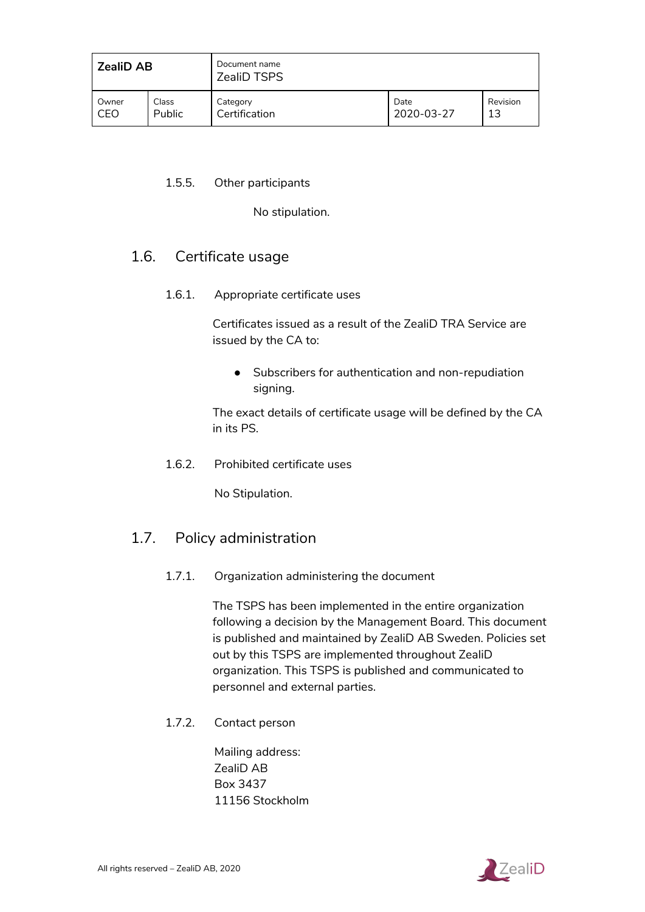#### 1.5.5. Other participants

No stipulation.

### 1.6. Certificate usage

#### 1.6.1. Appropriate certificate uses

Certificates issued as a result of the ZealiD TRA Service are issued by the CA to:

- Subscribers for authentication and non-repudiation signing.

The exact details of certificate usage will be defined by the CA in its PS.

#### 1.6.2. Prohibited certificate uses

No Stipulation.

### 1.7. Policy administration

#### 1.7.1. Organization administering the document

The TSPS has been implemented in the entire organization following a decision by the Management Board. This document is published and maintained by ZealiD AB Sweden. Policies set out by this TSPS are implemented throughout ZealiD organization. This TSPS is published and communicated to personnel and external parties.

#### 1.7.2. Contact person

Mailing address:
ZealiD AB
Box 3437
11156 Stockholm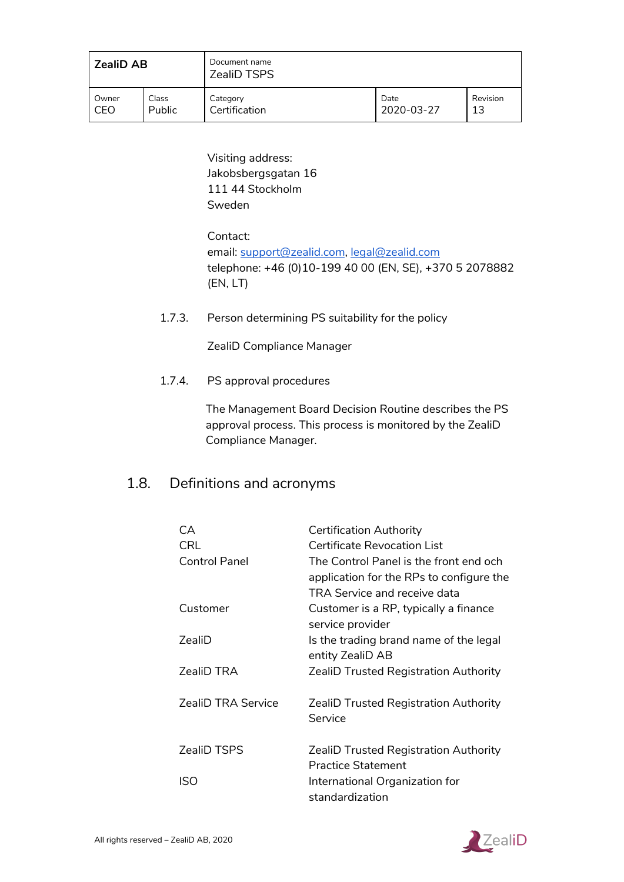Visiting address:
Jakobsbergsgatan 16
111 44 Stockholm
Sweden

Contact:
email: support@zealid.com, legal@zealid.com
telephone: +46 (0)10-199 40 00 (EN, SE), +370 5 2078882 (EN, LT)

#### 1.7.3. Person determining PS suitability for the policy

ZealiD Compliance Manager

#### 1.7.4. PS approval procedures

The Management Board Decision Routine describes the PS approval process. This process is monitored by the ZealiD Compliance Manager.

## 1.8. Definitions and acronyms

| | |
|---|---|
| CA | Certification Authority |
| CRL | Certificate Revocation List |
| Control Panel | The Control Panel is the front end och application for the RPs to configure the TRA Service and receive data |
| Customer | Customer is a RP, typically a finance service provider |
| ZealiD | Is the trading brand name of the legal entity ZealiD AB |
| ZealiD TRA | ZealiD Trusted Registration Authority |
| ZealiD TRA Service | ZealiD Trusted Registration Authority Service |
| ZealiD TSPS | ZealiD Trusted Registration Authority Practice Statement |
| ISO | International Organization for standardization |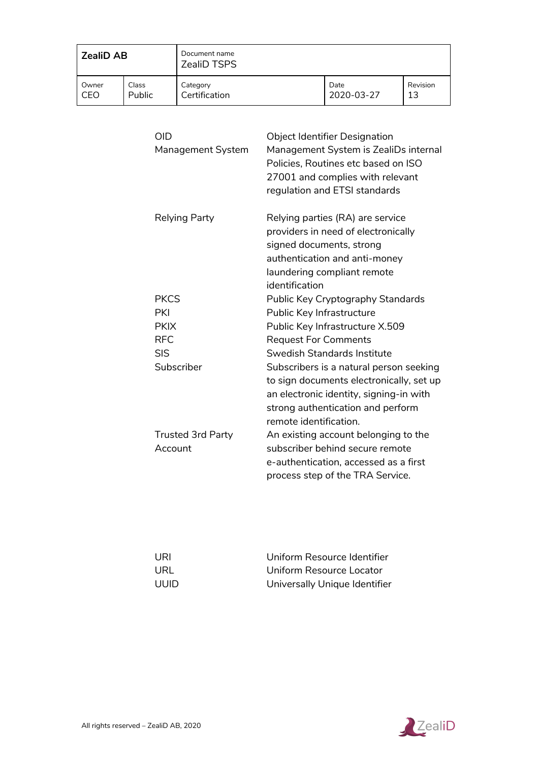| | |
|---|---|
| OID | Object Identifier Designation |
| Management System | Management System is ZealiDs internal Policies, Routines etc based on ISO 27001 and complies with relevant regulation and ETSI standards |
| Relying Party | Relying parties (RA) are service providers in need of electronically signed documents, strong authentication and anti-money laundering compliant remote identification |
| PKCS | Public Key Cryptography Standards |
| PKI | Public Key Infrastructure |
| PKIX | Public Key Infrastructure X.509 |
| RFC | Request For Comments |
| SIS | Swedish Standards Institute |
| Subscriber | Subscribers is a natural person seeking to sign documents electronically, set up an electronic identity, signing-in with strong authentication and perform remote identification. |
| Trusted 3rd Party Account | An existing account belonging to the subscriber behind secure remote e-authentication, accessed as a first process step of the TRA Service. |
| URI | Uniform Resource Identifier |
| URL | Uniform Resource Locator |
| UUID | Universally Unique Identifier |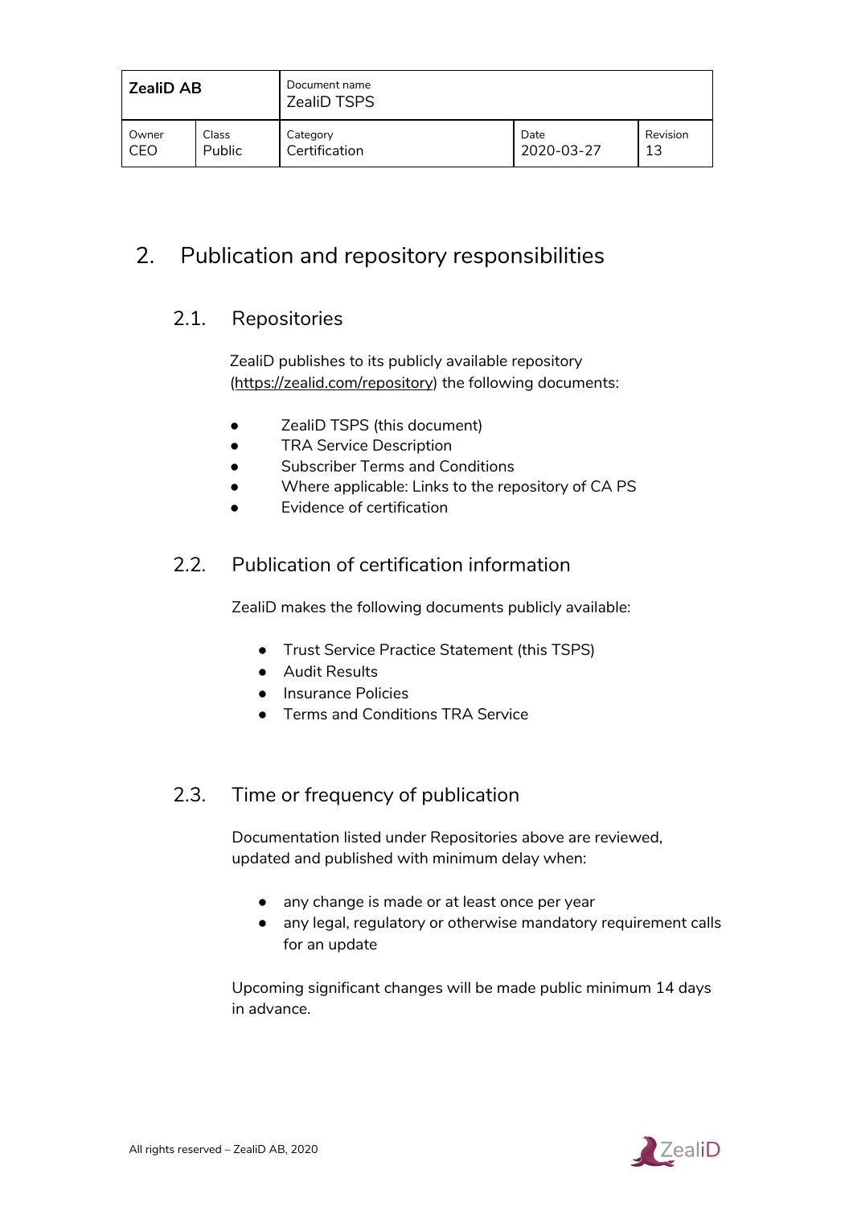# 2. Publication and repository responsibilities

## 2.1. Repositories

ZealiD publishes to its publicly available repository (https://zealid.com/repository) the following documents:

- ZealiD TSPS (this document)
- TRA Service Description
- Subscriber Terms and Conditions
- Where applicable: Links to the repository of CA PS
- Evidence of certification

## 2.2. Publication of certification information

ZealiD makes the following documents publicly available:

- Trust Service Practice Statement (this TSPS)
- Audit Results
- Insurance Policies
- Terms and Conditions TRA Service

## 2.3. Time or frequency of publication

Documentation listed under Repositories above are reviewed, updated and published with minimum delay when:

- any change is made or at least once per year
- any legal, regulatory or otherwise mandatory requirement calls for an update

Upcoming significant changes will be made public minimum 14 days in advance.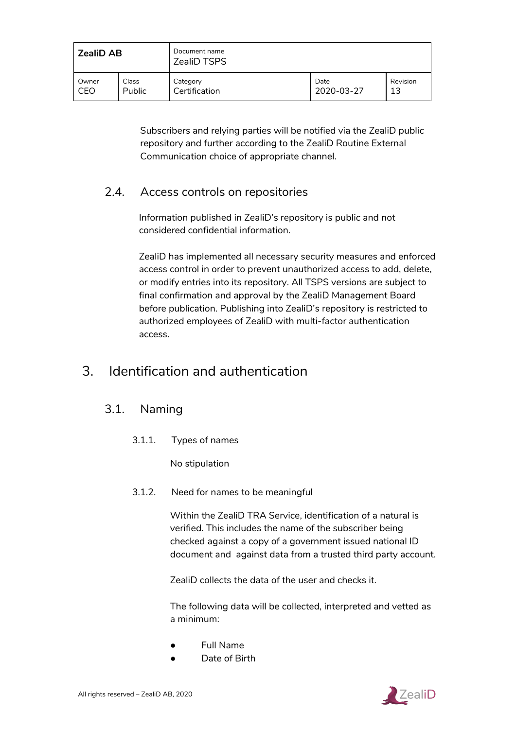Subscribers and relying parties will be notified via the ZealiD public repository and further according to the ZealiD Routine External Communication choice of appropriate channel.

## 2.4. Access controls on repositories

Information published in ZealiD's repository is public and not considered confidential information.

ZealiD has implemented all necessary security measures and enforced access control in order to prevent unauthorized access to add, delete, or modify entries into its repository. All TSPS versions are subject to final confirmation and approval by the ZealiD Management Board before publication. Publishing into ZealiD's repository is restricted to authorized employees of ZealiD with multi-factor authentication access.

# 3. Identification and authentication

## 3.1. Naming

### 3.1.1. Types of names

No stipulation

### 3.1.2. Need for names to be meaningful

Within the ZealiD TRA Service, identification of a natural is verified. This includes the name of the subscriber being checked against a copy of a government issued national ID document and against data from a trusted third party account.

ZealiD collects the data of the user and checks it.

The following data will be collected, interpreted and vetted as a minimum:

- Full Name
- Date of Birth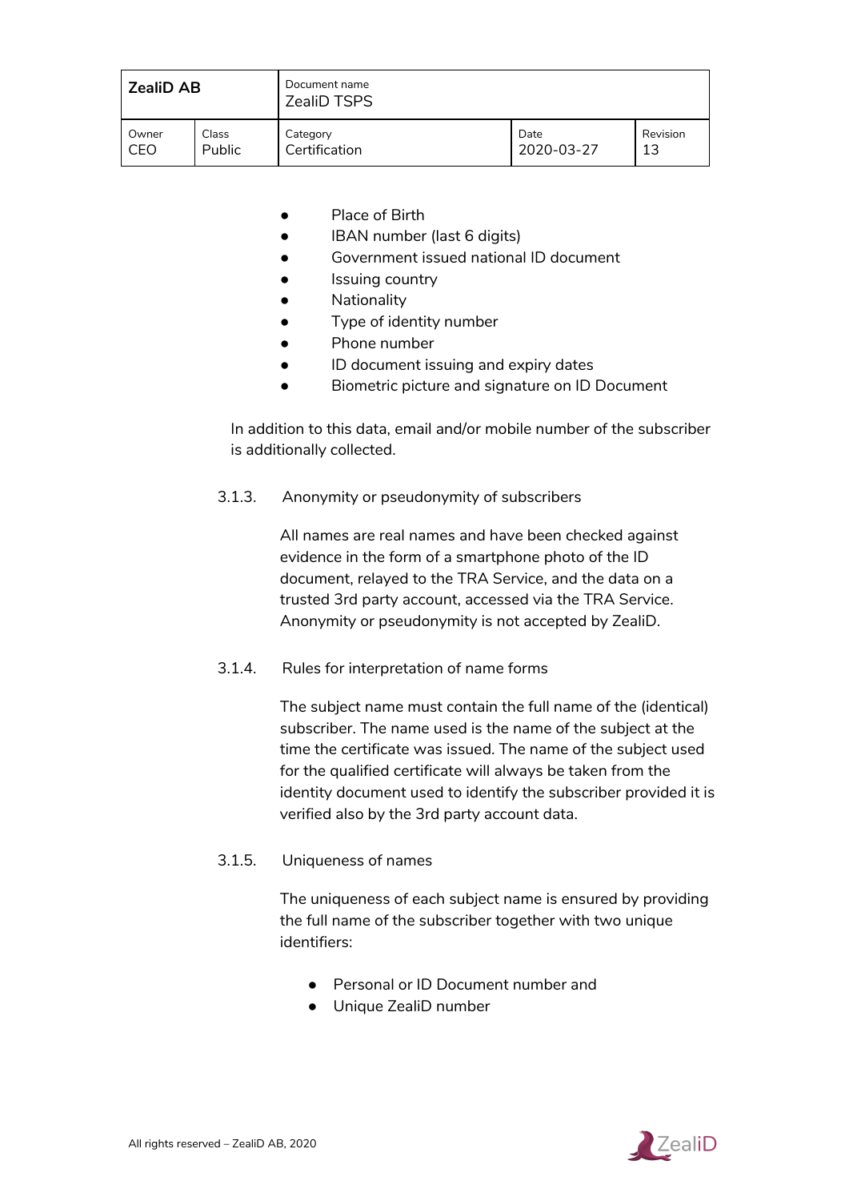- Place of Birth
- IBAN number (last 6 digits)
- Government issued national ID document
- Issuing country
- Nationality
- Type of identity number
- Phone number
- ID document issuing and expiry dates
- Biometric picture and signature on ID Document

In addition to this data, email and/or mobile number of the subscriber is additionally collected.

#### 3.1.3. Anonymity or pseudonymity of subscribers

All names are real names and have been checked against evidence in the form of a smartphone photo of the ID document, relayed to the TRA Service, and the data on a trusted 3rd party account, accessed via the TRA Service. Anonymity or pseudonymity is not accepted by ZealiD.

#### 3.1.4. Rules for interpretation of name forms

The subject name must contain the full name of the (identical) subscriber. The name used is the name of the subject at the time the certificate was issued. The name of the subject used for the qualified certificate will always be taken from the identity document used to identify the subscriber provided it is verified also by the 3rd party account data.

#### 3.1.5. Uniqueness of names

The uniqueness of each subject name is ensured by providing the full name of the subscriber together with two unique identifiers:

- Personal or ID Document number and
- Unique ZealiD number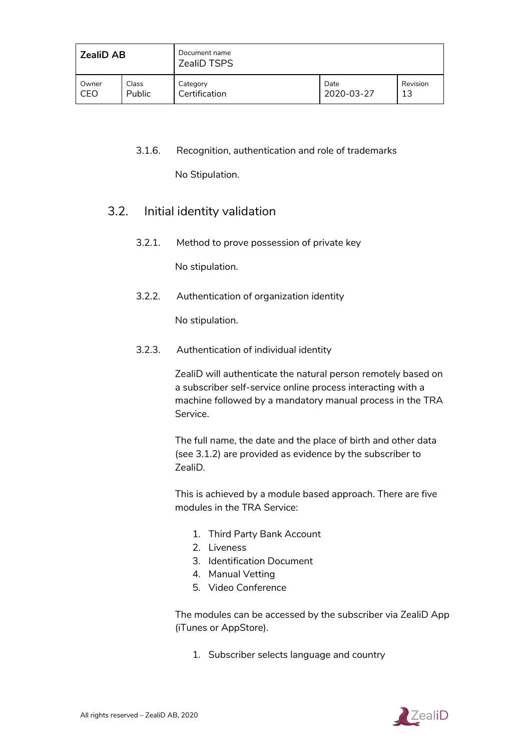#### 3.1.6. Recognition, authentication and role of trademarks

No Stipulation.

### 3.2. Initial identity validation

#### 3.2.1. Method to prove possession of private key

No stipulation.

#### 3.2.2. Authentication of organization identity

No stipulation.

#### 3.2.3. Authentication of individual identity

ZealiD will authenticate the natural person remotely based on a subscriber self-service online process interacting with a machine followed by a mandatory manual process in the TRA Service.

The full name, the date and the place of birth and other data (see 3.1.2) are provided as evidence by the subscriber to ZealiD.

This is achieved by a module based approach. There are five modules in the TRA Service:

1. Third Party Bank Account
2. Liveness
3. Identification Document
4. Manual Vetting
5. Video Conference

The modules can be accessed by the subscriber via ZealiD App (iTunes or AppStore).

1. Subscriber selects language and country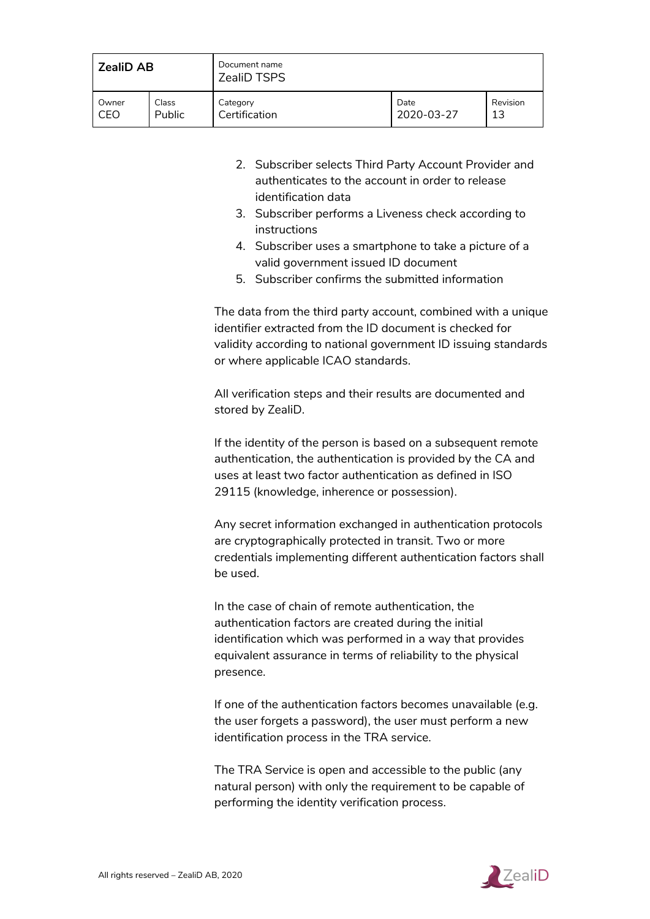2. Subscriber selects Third Party Account Provider and authenticates to the account in order to release identification data
3. Subscriber performs a Liveness check according to instructions
4. Subscriber uses a smartphone to take a picture of a valid government issued ID document
5. Subscriber confirms the submitted information

The data from the third party account, combined with a unique identifier extracted from the ID document is checked for validity according to national government ID issuing standards or where applicable ICAO standards.

All verification steps and their results are documented and stored by ZealiD.

If the identity of the person is based on a subsequent remote authentication, the authentication is provided by the CA and uses at least two factor authentication as defined in ISO 29115 (knowledge, inherence or possession).

Any secret information exchanged in authentication protocols are cryptographically protected in transit. Two or more credentials implementing different authentication factors shall be used.

In the case of chain of remote authentication, the authentication factors are created during the initial identification which was performed in a way that provides equivalent assurance in terms of reliability to the physical presence.

If one of the authentication factors becomes unavailable (e.g. the user forgets a password), the user must perform a new identification process in the TRA service.

The TRA Service is open and accessible to the public (any natural person) with only the requirement to be capable of performing the identity verification process.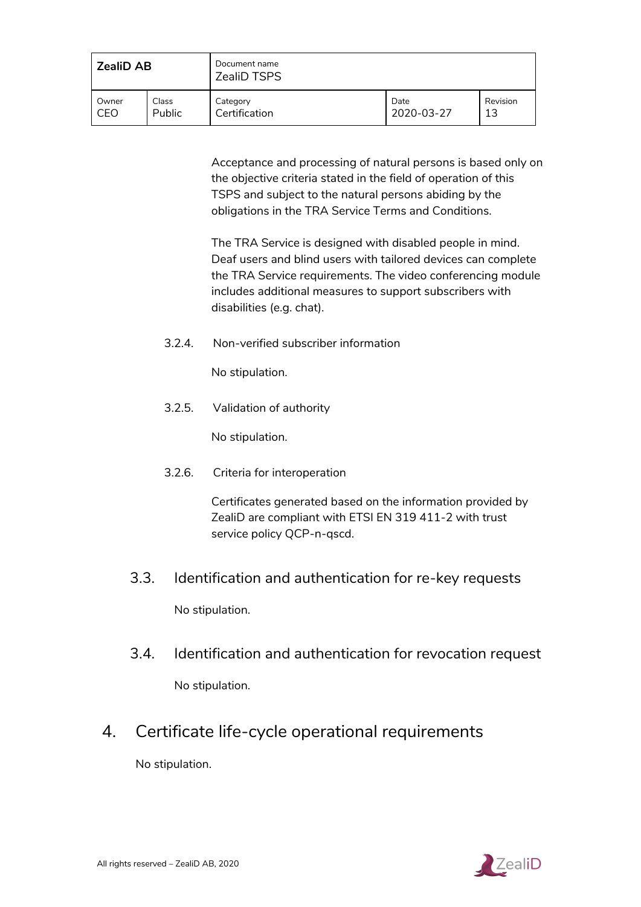Acceptance and processing of natural persons is based only on the objective criteria stated in the field of operation of this TSPS and subject to the natural persons abiding by the obligations in the TRA Service Terms and Conditions.

The TRA Service is designed with disabled people in mind. Deaf users and blind users with tailored devices can complete the TRA Service requirements. The video conferencing module includes additional measures to support subscribers with disabilities (e.g. chat).

#### 3.2.4. Non-verified subscriber information

No stipulation.

#### 3.2.5. Validation of authority

No stipulation.

#### 3.2.6. Criteria for interoperation

Certificates generated based on the information provided by ZealiD are compliant with ETSI EN 319 411-2 with trust service policy QCP-n-qscd.

### 3.3. Identification and authentication for re-key requests

No stipulation.

### 3.4. Identification and authentication for revocation request

No stipulation.

## 4. Certificate life-cycle operational requirements

No stipulation.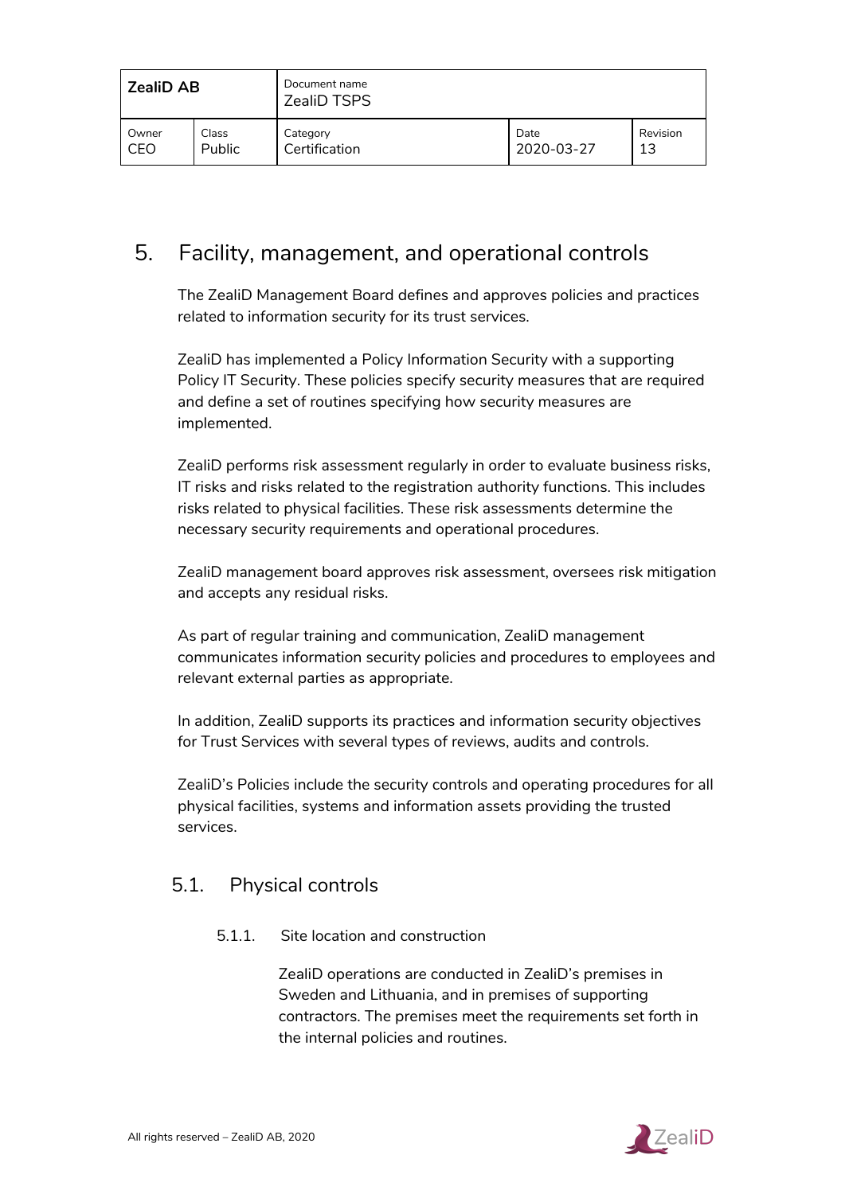# 5. Facility, management, and operational controls

The ZealiD Management Board defines and approves policies and practices related to information security for its trust services.

ZealiD has implemented a Policy Information Security with a supporting Policy IT Security. These policies specify security measures that are required and define a set of routines specifying how security measures are implemented.

ZealiD performs risk assessment regularly in order to evaluate business risks, IT risks and risks related to the registration authority functions. This includes risks related to physical facilities. These risk assessments determine the necessary security requirements and operational procedures.

ZealiD management board approves risk assessment, oversees risk mitigation and accepts any residual risks.

As part of regular training and communication, ZealiD management communicates information security policies and procedures to employees and relevant external parties as appropriate.

In addition, ZealiD supports its practices and information security objectives for Trust Services with several types of reviews, audits and controls.

ZealiD's Policies include the security controls and operating procedures for all physical facilities, systems and information assets providing the trusted services.

## 5.1. Physical controls

### 5.1.1. Site location and construction

ZealiD operations are conducted in ZealiD's premises in Sweden and Lithuania, and in premises of supporting contractors. The premises meet the requirements set forth in the internal policies and routines.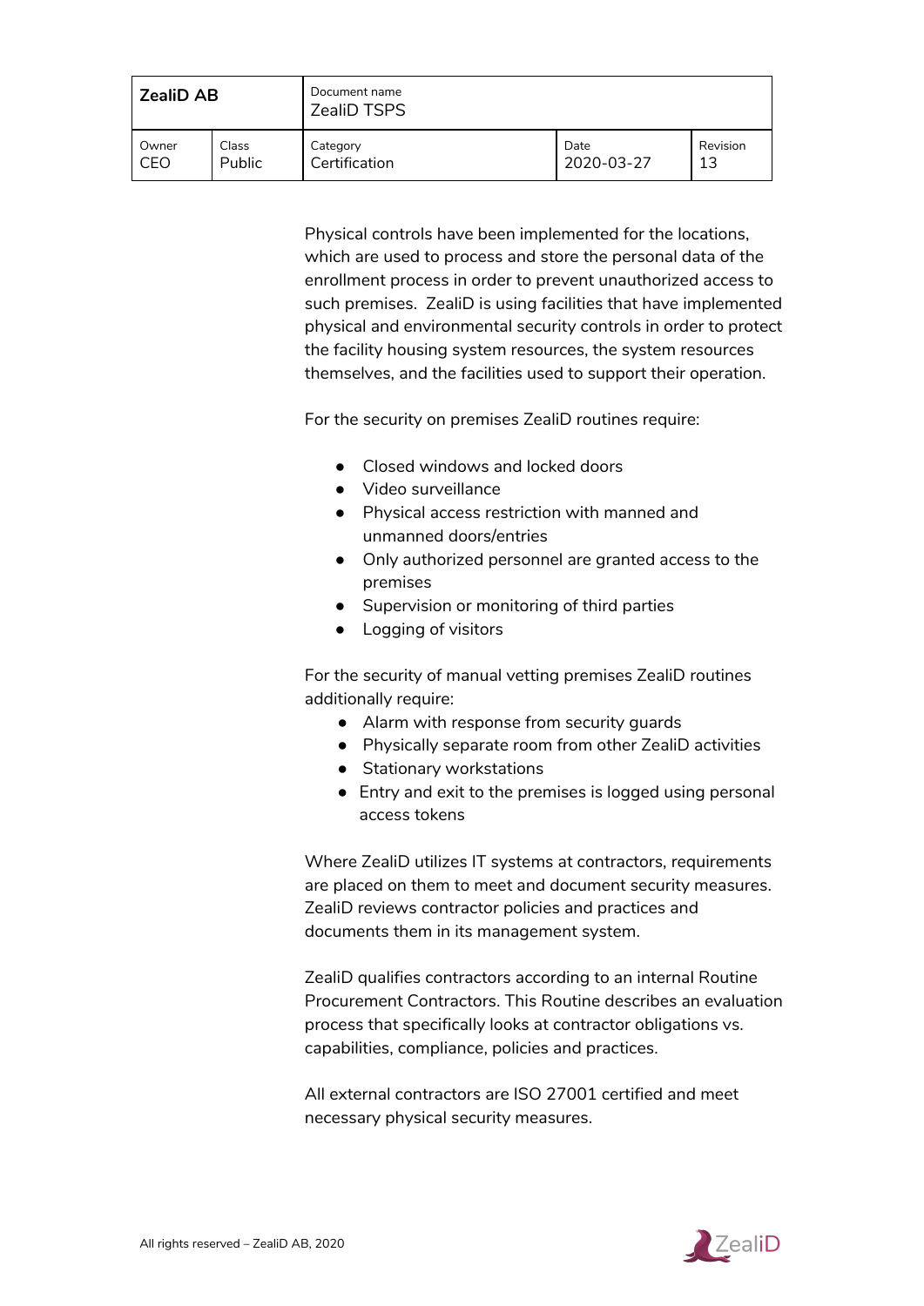Physical controls have been implemented for the locations, which are used to process and store the personal data of the enrollment process in order to prevent unauthorized access to such premises. ZealiD is using facilities that have implemented physical and environmental security controls in order to protect the facility housing system resources, the system resources themselves, and the facilities used to support their operation.

For the security on premises ZealiD routines require:

- Closed windows and locked doors
- Video surveillance
- Physical access restriction with manned and unmanned doors/entries
- Only authorized personnel are granted access to the premises
- Supervision or monitoring of third parties
- Logging of visitors

For the security of manual vetting premises ZealiD routines additionally require:

- Alarm with response from security guards
- Physically separate room from other ZealiD activities
- Stationary workstations
- Entry and exit to the premises is logged using personal access tokens

Where ZealiD utilizes IT systems at contractors, requirements are placed on them to meet and document security measures. ZealiD reviews contractor policies and practices and documents them in its management system.

ZealiD qualifies contractors according to an internal Routine Procurement Contractors. This Routine describes an evaluation process that specifically looks at contractor obligations vs. capabilities, compliance, policies and practices.

All external contractors are ISO 27001 certified and meet necessary physical security measures.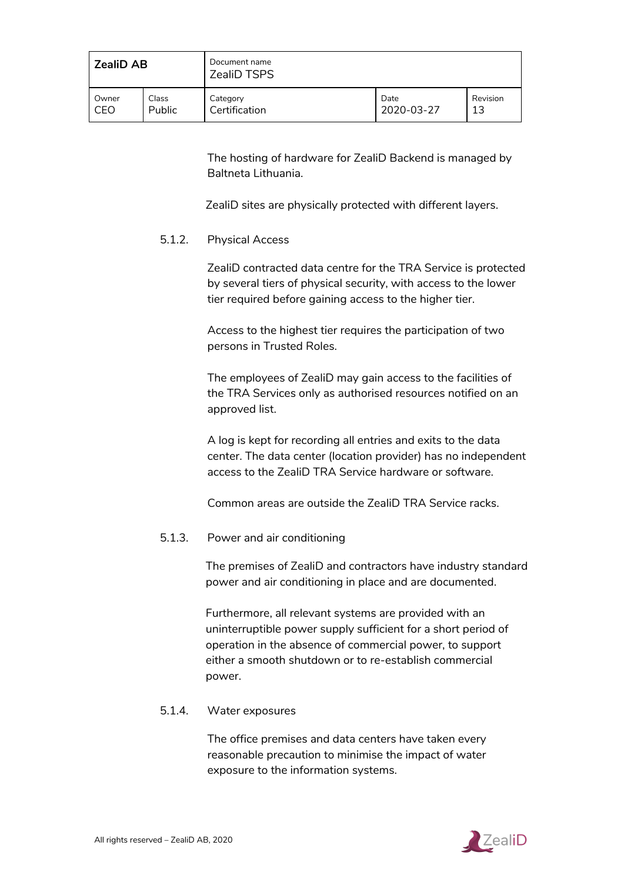The hosting of hardware for ZealiD Backend is managed by Baltneta Lithuania.

ZealiD sites are physically protected with different layers.

#### 5.1.2. Physical Access

ZealiD contracted data centre for the TRA Service is protected by several tiers of physical security, with access to the lower tier required before gaining access to the higher tier.

Access to the highest tier requires the participation of two persons in Trusted Roles.

The employees of ZealiD may gain access to the facilities of the TRA Services only as authorised resources notified on an approved list.

A log is kept for recording all entries and exits to the data center. The data center (location provider) has no independent access to the ZealiD TRA Service hardware or software.

Common areas are outside the ZealiD TRA Service racks.

#### 5.1.3. Power and air conditioning

The premises of ZealiD and contractors have industry standard power and air conditioning in place and are documented.

Furthermore, all relevant systems are provided with an uninterruptible power supply sufficient for a short period of operation in the absence of commercial power, to support either a smooth shutdown or to re-establish commercial power.

#### 5.1.4. Water exposures

The office premises and data centers have taken every reasonable precaution to minimise the impact of water exposure to the information systems.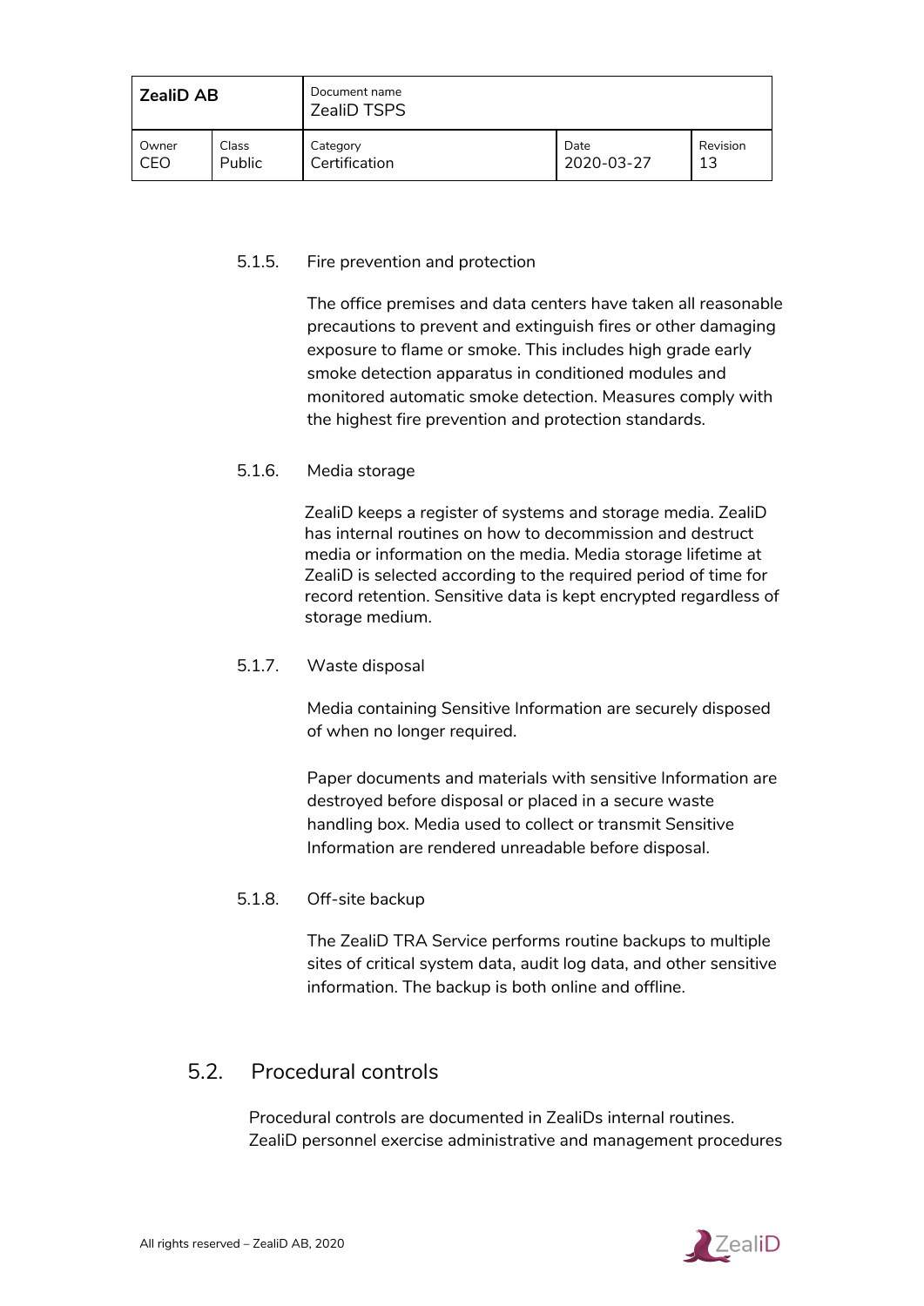#### 5.1.5. Fire prevention and protection

The office premises and data centers have taken all reasonable precautions to prevent and extinguish fires or other damaging exposure to flame or smoke. This includes high grade early smoke detection apparatus in conditioned modules and monitored automatic smoke detection. Measures comply with the highest fire prevention and protection standards.

#### 5.1.6. Media storage

ZealiD keeps a register of systems and storage media. ZealiD has internal routines on how to decommission and destruct media or information on the media. Media storage lifetime at ZealiD is selected according to the required period of time for record retention. Sensitive data is kept encrypted regardless of storage medium.

#### 5.1.7. Waste disposal

Media containing Sensitive Information are securely disposed of when no longer required.

Paper documents and materials with sensitive Information are destroyed before disposal or placed in a secure waste handling box. Media used to collect or transmit Sensitive Information are rendered unreadable before disposal.

#### 5.1.8. Off-site backup

The ZealiD TRA Service performs routine backups to multiple sites of critical system data, audit log data, and other sensitive information. The backup is both online and offline.

### 5.2. Procedural controls

Procedural controls are documented in ZealiDs internal routines. ZealiD personnel exercise administrative and management procedures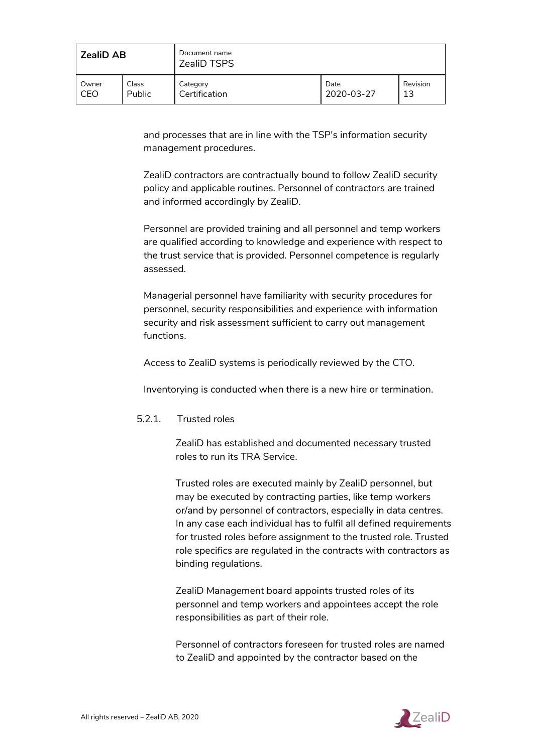and processes that are in line with the TSP's information security management procedures.

ZealiD contractors are contractually bound to follow ZealiD security policy and applicable routines. Personnel of contractors are trained and informed accordingly by ZealiD.

Personnel are provided training and all personnel and temp workers are qualified according to knowledge and experience with respect to the trust service that is provided. Personnel competence is regularly assessed.

Managerial personnel have familiarity with security procedures for personnel, security responsibilities and experience with information security and risk assessment sufficient to carry out management functions.

Access to ZealiD systems is periodically reviewed by the CTO.

Inventorying is conducted when there is a new hire or termination.

### 5.2.1. Trusted roles

ZealiD has established and documented necessary trusted roles to run its TRA Service.

Trusted roles are executed mainly by ZealiD personnel, but may be executed by contracting parties, like temp workers or/and by personnel of contractors, especially in data centres. In any case each individual has to fulfil all defined requirements for trusted roles before assignment to the trusted role. Trusted role specifics are regulated in the contracts with contractors as binding regulations.

ZealiD Management board appoints trusted roles of its personnel and temp workers and appointees accept the role responsibilities as part of their role.

Personnel of contractors foreseen for trusted roles are named to ZealiD and appointed by the contractor based on the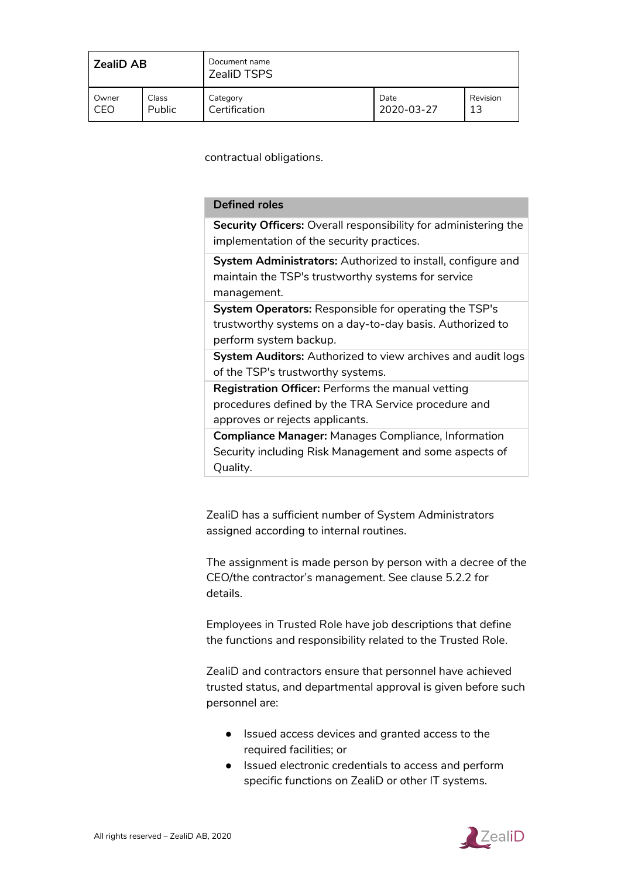contractual obligations.

| Defined roles |
|---|
| **Security Officers:** Overall responsibility for administering the implementation of the security practices. |
| **System Administrators:** Authorized to install, configure and maintain the TSP's trustworthy systems for service management. |
| **System Operators:** Responsible for operating the TSP's trustworthy systems on a day-to-day basis. Authorized to perform system backup. |
| **System Auditors:** Authorized to view archives and audit logs of the TSP's trustworthy systems. |
| **Registration Officer:** Performs the manual vetting procedures defined by the TRA Service procedure and approves or rejects applicants. |
| **Compliance Manager:** Manages Compliance, Information Security including Risk Management and some aspects of Quality. |

ZealiD has a sufficient number of System Administrators assigned according to internal routines.

The assignment is made person by person with a decree of the CEO/the contractor's management. See clause 5.2.2 for details.

Employees in Trusted Role have job descriptions that define the functions and responsibility related to the Trusted Role.

ZealiD and contractors ensure that personnel have achieved trusted status, and departmental approval is given before such personnel are:

- Issued access devices and granted access to the required facilities; or
- Issued electronic credentials to access and perform specific functions on ZealiD or other IT systems.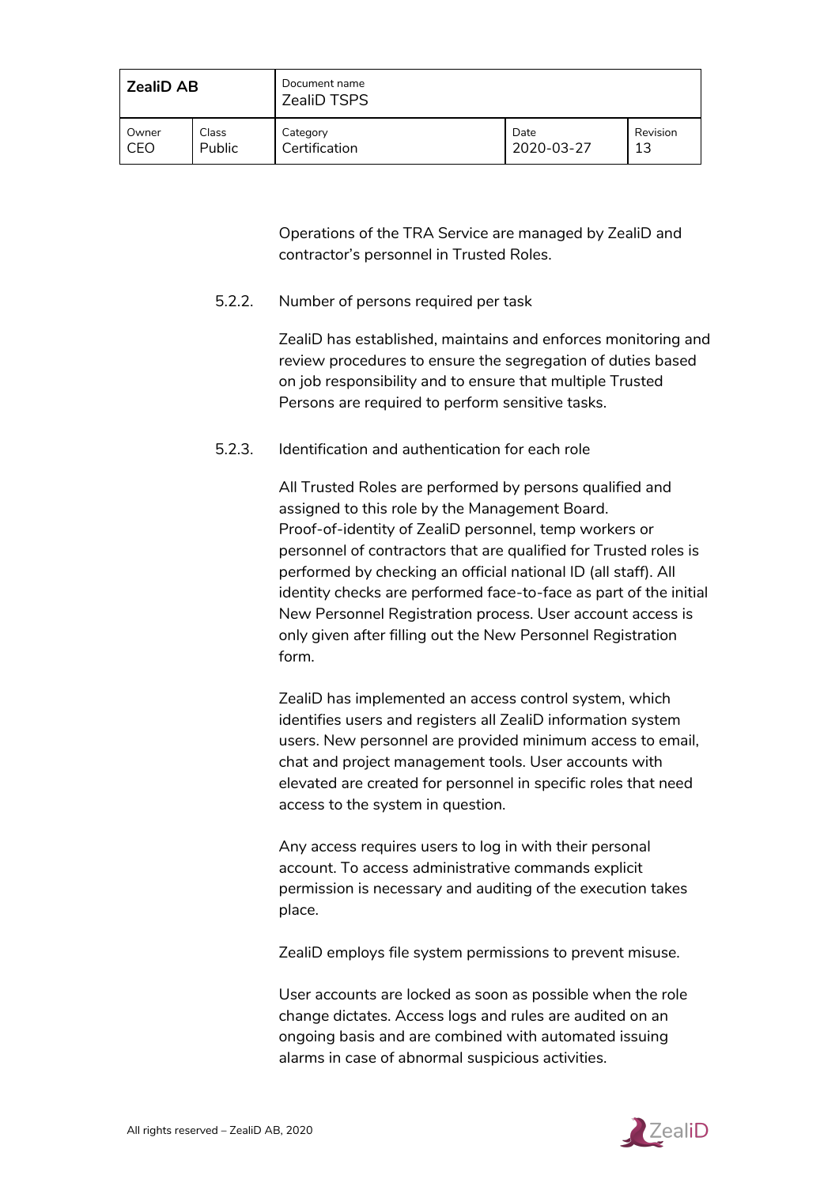Operations of the TRA Service are managed by ZealiD and contractor's personnel in Trusted Roles.

### 5.2.2. Number of persons required per task

ZealiD has established, maintains and enforces monitoring and review procedures to ensure the segregation of duties based on job responsibility and to ensure that multiple Trusted Persons are required to perform sensitive tasks.

### 5.2.3. Identification and authentication for each role

All Trusted Roles are performed by persons qualified and assigned to this role by the Management Board. Proof-of-identity of ZealiD personnel, temp workers or personnel of contractors that are qualified for Trusted roles is performed by checking an official national ID (all staff). All identity checks are performed face-to-face as part of the initial New Personnel Registration process. User account access is only given after filling out the New Personnel Registration form.

ZealiD has implemented an access control system, which identifies users and registers all ZealiD information system users. New personnel are provided minimum access to email, chat and project management tools. User accounts with elevated are created for personnel in specific roles that need access to the system in question.

Any access requires users to log in with their personal account. To access administrative commands explicit permission is necessary and auditing of the execution takes place.

ZealiD employs file system permissions to prevent misuse.

User accounts are locked as soon as possible when the role change dictates. Access logs and rules are audited on an ongoing basis and are combined with automated issuing alarms in case of abnormal suspicious activities.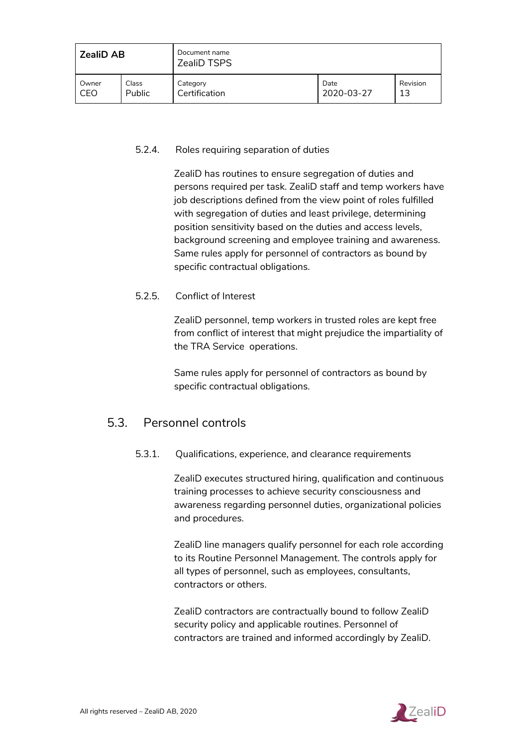#### 5.2.4. Roles requiring separation of duties

ZealiD has routines to ensure segregation of duties and persons required per task. ZealiD staff and temp workers have job descriptions defined from the view point of roles fulfilled with segregation of duties and least privilege, determining position sensitivity based on the duties and access levels, background screening and employee training and awareness. Same rules apply for personnel of contractors as bound by specific contractual obligations.

#### 5.2.5. Conflict of Interest

ZealiD personnel, temp workers in trusted roles are kept free from conflict of interest that might prejudice the impartiality of the TRA Service operations.

Same rules apply for personnel of contractors as bound by specific contractual obligations.

### 5.3. Personnel controls

#### 5.3.1. Qualifications, experience, and clearance requirements

ZealiD executes structured hiring, qualification and continuous training processes to achieve security consciousness and awareness regarding personnel duties, organizational policies and procedures.

ZealiD line managers qualify personnel for each role according to its Routine Personnel Management. The controls apply for all types of personnel, such as employees, consultants, contractors or others.

ZealiD contractors are contractually bound to follow ZealiD security policy and applicable routines. Personnel of contractors are trained and informed accordingly by ZealiD.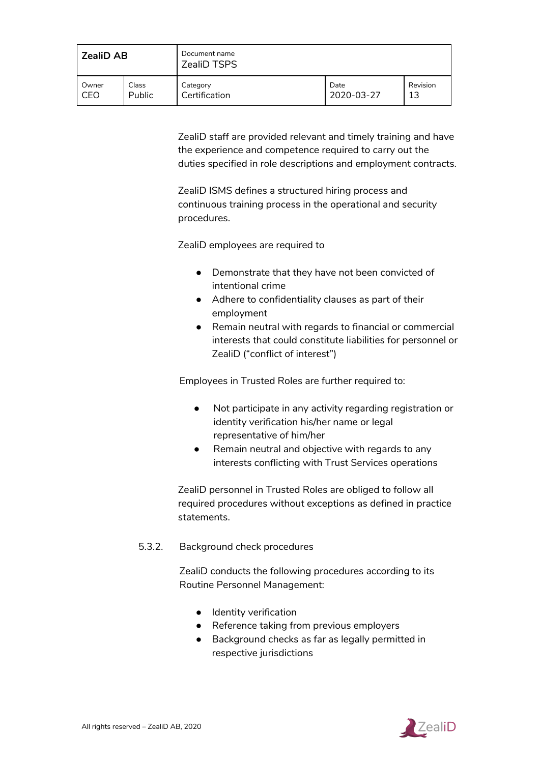ZealiD staff are provided relevant and timely training and have the experience and competence required to carry out the duties specified in role descriptions and employment contracts.

ZealiD ISMS defines a structured hiring process and continuous training process in the operational and security procedures.

ZealiD employees are required to

- Demonstrate that they have not been convicted of intentional crime
- Adhere to confidentiality clauses as part of their employment
- Remain neutral with regards to financial or commercial interests that could constitute liabilities for personnel or ZealiD ("conflict of interest")

Employees in Trusted Roles are further required to:

- Not participate in any activity regarding registration or identity verification his/her name or legal representative of him/her
- Remain neutral and objective with regards to any interests conflicting with Trust Services operations

ZealiD personnel in Trusted Roles are obliged to follow all required procedures without exceptions as defined in practice statements.

#### 5.3.2. Background check procedures

ZealiD conducts the following procedures according to its Routine Personnel Management:

- Identity verification
- Reference taking from previous employers
- Background checks as far as legally permitted in respective jurisdictions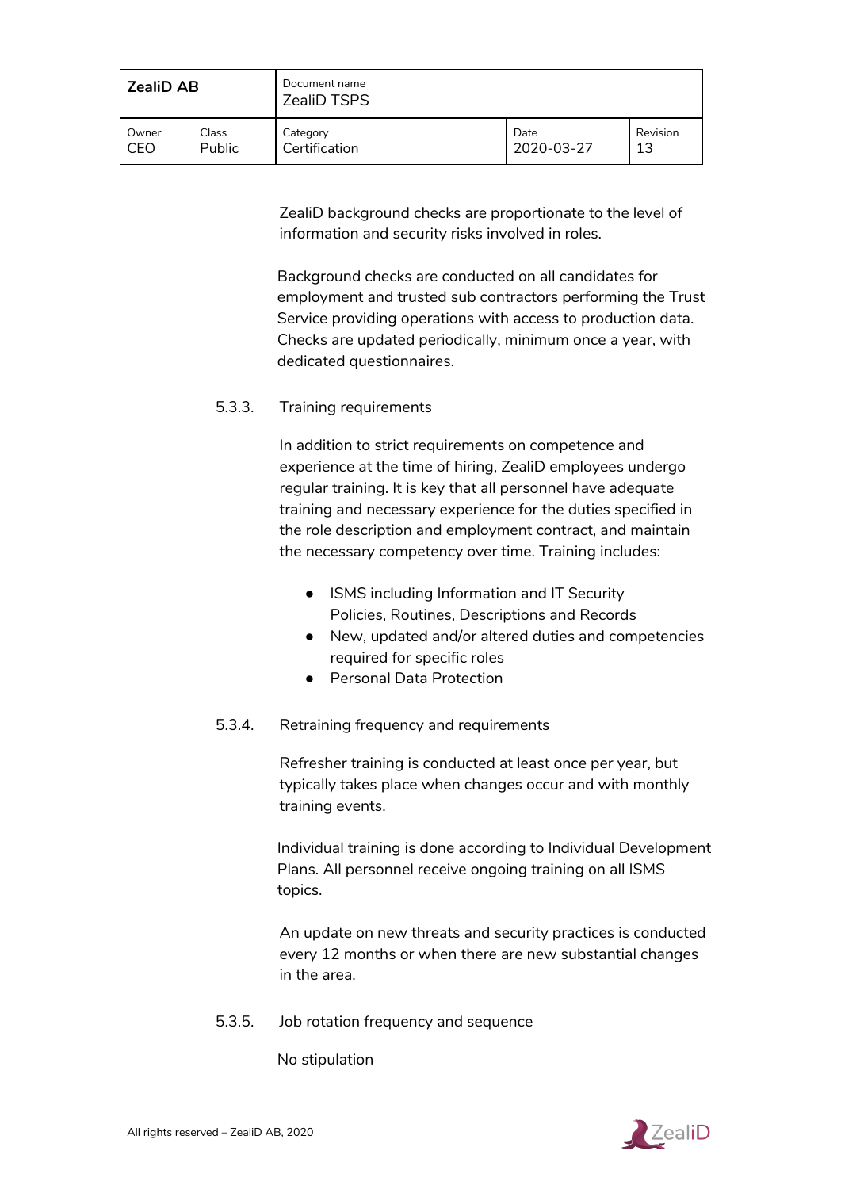ZealiD background checks are proportionate to the level of information and security risks involved in roles.

Background checks are conducted on all candidates for employment and trusted sub contractors performing the Trust Service providing operations with access to production data. Checks are updated periodically, minimum once a year, with dedicated questionnaires.

#### 5.3.3. Training requirements

In addition to strict requirements on competence and experience at the time of hiring, ZealiD employees undergo regular training. It is key that all personnel have adequate training and necessary experience for the duties specified in the role description and employment contract, and maintain the necessary competency over time. Training includes:

- ISMS including Information and IT Security Policies, Routines, Descriptions and Records
- New, updated and/or altered duties and competencies required for specific roles
- Personal Data Protection

#### 5.3.4. Retraining frequency and requirements

Refresher training is conducted at least once per year, but typically takes place when changes occur and with monthly training events.

Individual training is done according to Individual Development Plans. All personnel receive ongoing training on all ISMS topics.

An update on new threats and security practices is conducted every 12 months or when there are new substantial changes in the area.

#### 5.3.5. Job rotation frequency and sequence

No stipulation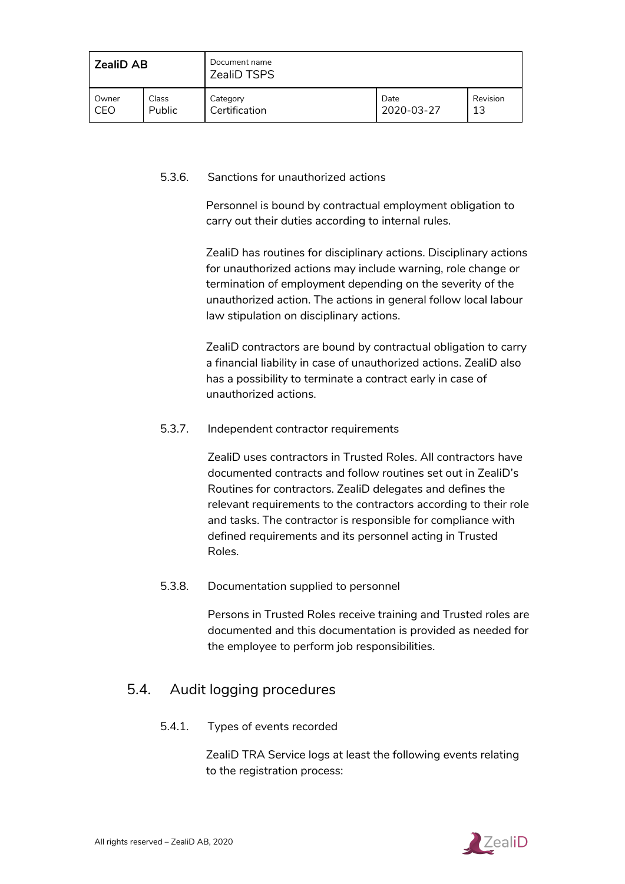#### 5.3.6. Sanctions for unauthorized actions

Personnel is bound by contractual employment obligation to carry out their duties according to internal rules.

ZealiD has routines for disciplinary actions. Disciplinary actions for unauthorized actions may include warning, role change or termination of employment depending on the severity of the unauthorized action. The actions in general follow local labour law stipulation on disciplinary actions.

ZealiD contractors are bound by contractual obligation to carry a financial liability in case of unauthorized actions. ZealiD also has a possibility to terminate a contract early in case of unauthorized actions.

#### 5.3.7. Independent contractor requirements

ZealiD uses contractors in Trusted Roles. All contractors have documented contracts and follow routines set out in ZealiD's Routines for contractors. ZealiD delegates and defines the relevant requirements to the contractors according to their role and tasks. The contractor is responsible for compliance with defined requirements and its personnel acting in Trusted Roles.

#### 5.3.8. Documentation supplied to personnel

Persons in Trusted Roles receive training and Trusted roles are documented and this documentation is provided as needed for the employee to perform job responsibilities.

### 5.4. Audit logging procedures

#### 5.4.1. Types of events recorded

ZealiD TRA Service logs at least the following events relating to the registration process: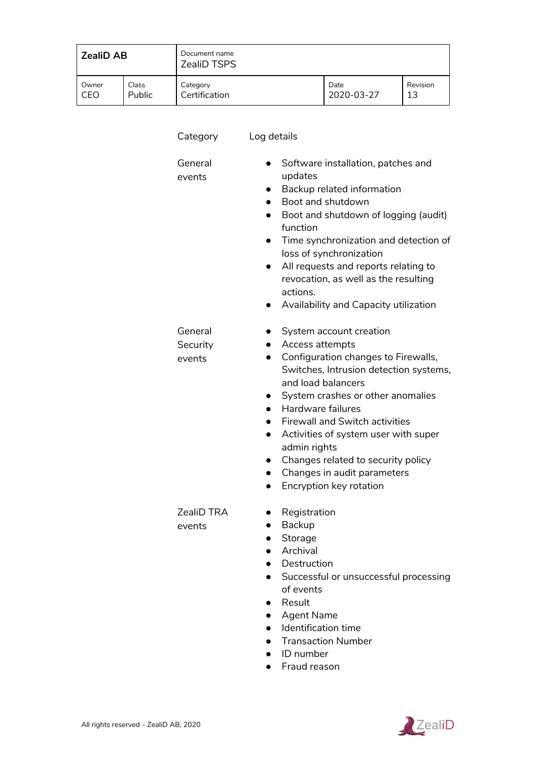| Category | Log details |
| --- | --- |
| General events | • Software installation, patches and updates<br>• Backup related information<br>• Boot and shutdown<br>• Boot and shutdown of logging (audit) function<br>• Time synchronization and detection of loss of synchronization<br>• All requests and reports relating to revocation, as well as the resulting actions.<br>• Availability and Capacity utilization |
| General Security events | • System account creation<br>• Access attempts<br>• Configuration changes to Firewalls, Switches, Intrusion detection systems, and load balancers<br>• System crashes or other anomalies<br>• Hardware failures<br>• Firewall and Switch activities<br>• Activities of system user with super admin rights<br>• Changes related to security policy<br>• Changes in audit parameters<br>• Encryption key rotation |
| ZealiD TRA events | • Registration<br>• Backup<br>• Storage<br>• Archival<br>• Destruction<br>• Successful or unsuccessful processing of events<br>• Result<br>• Agent Name<br>• Identification time<br>• Transaction Number<br>• ID number<br>• Fraud reason |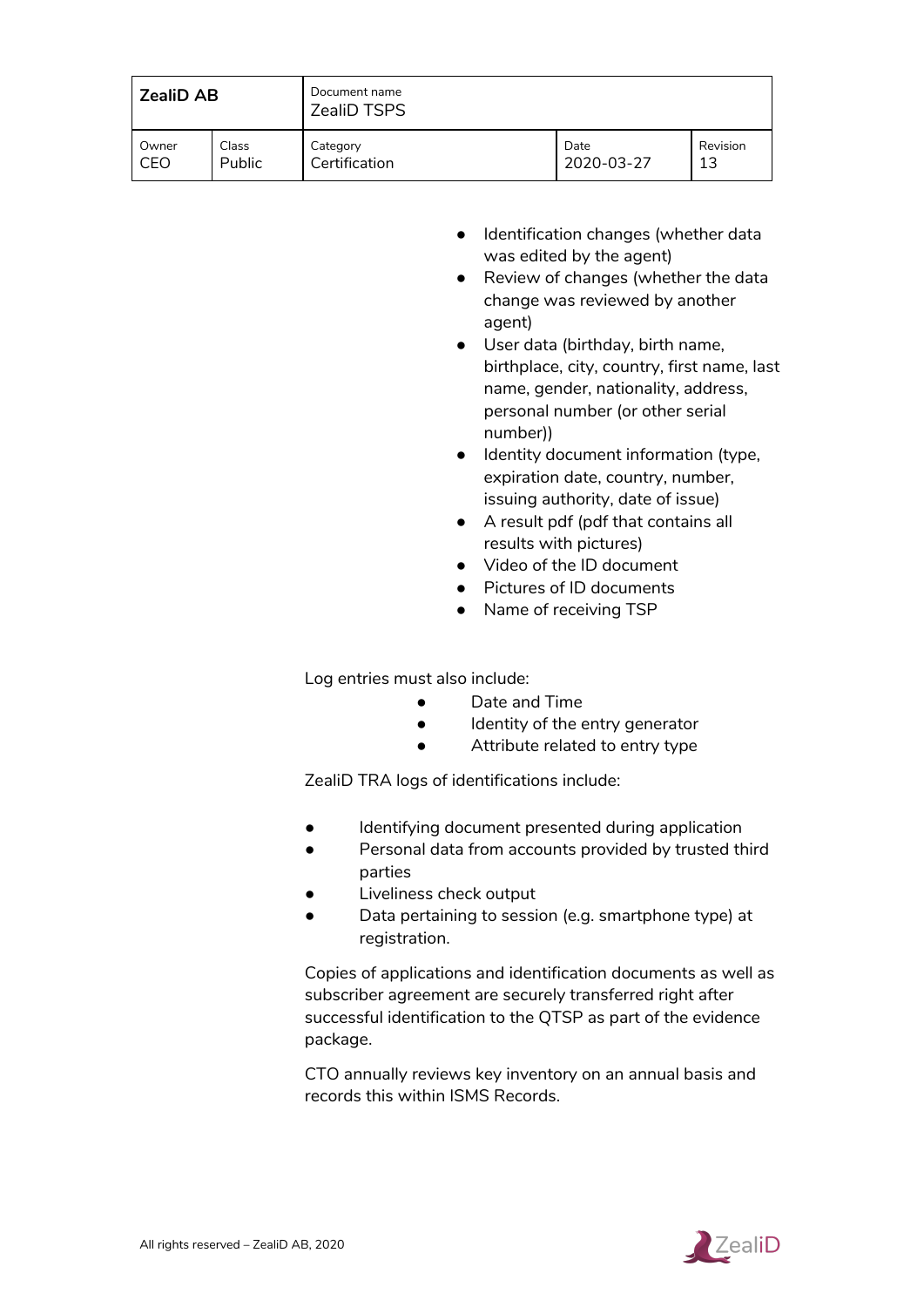- Identification changes (whether data was edited by the agent)
- Review of changes (whether the data change was reviewed by another agent)
- User data (birthday, birth name, birthplace, city, country, first name, last name, gender, nationality, address, personal number (or other serial number))
- Identity document information (type, expiration date, country, number, issuing authority, date of issue)
- A result pdf (pdf that contains all results with pictures)
- Video of the ID document
- Pictures of ID documents
- Name of receiving TSP

Log entries must also include:

- Date and Time
- Identity of the entry generator
- Attribute related to entry type

ZealiD TRA logs of identifications include:

- Identifying document presented during application
- Personal data from accounts provided by trusted third parties
- Liveliness check output
- Data pertaining to session (e.g. smartphone type) at registration.

Copies of applications and identification documents as well as subscriber agreement are securely transferred right after successful identification to the QTSP as part of the evidence package.

CTO annually reviews key inventory on an annual basis and records this within ISMS Records.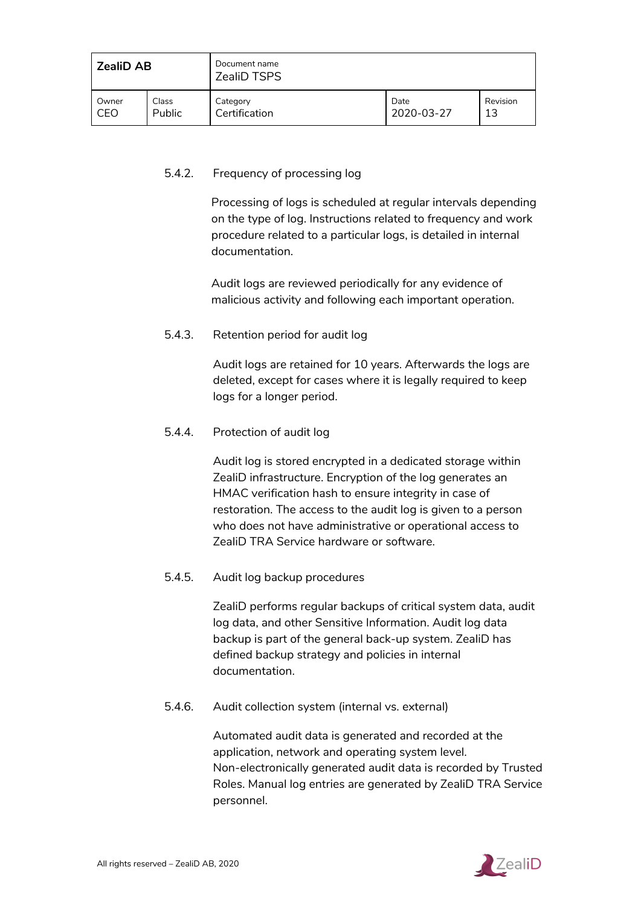### 5.4.2. Frequency of processing log

Processing of logs is scheduled at regular intervals depending on the type of log. Instructions related to frequency and work procedure related to a particular logs, is detailed in internal documentation.

Audit logs are reviewed periodically for any evidence of malicious activity and following each important operation.

### 5.4.3. Retention period for audit log

Audit logs are retained for 10 years. Afterwards the logs are deleted, except for cases where it is legally required to keep logs for a longer period.

### 5.4.4. Protection of audit log

Audit log is stored encrypted in a dedicated storage within ZealiD infrastructure. Encryption of the log generates an HMAC verification hash to ensure integrity in case of restoration. The access to the audit log is given to a person who does not have administrative or operational access to ZealiD TRA Service hardware or software.

### 5.4.5. Audit log backup procedures

ZealiD performs regular backups of critical system data, audit log data, and other Sensitive Information. Audit log data backup is part of the general back-up system. ZealiD has defined backup strategy and policies in internal documentation.

### 5.4.6. Audit collection system (internal vs. external)

Automated audit data is generated and recorded at the application, network and operating system level. Non-electronically generated audit data is recorded by Trusted Roles. Manual log entries are generated by ZealiD TRA Service personnel.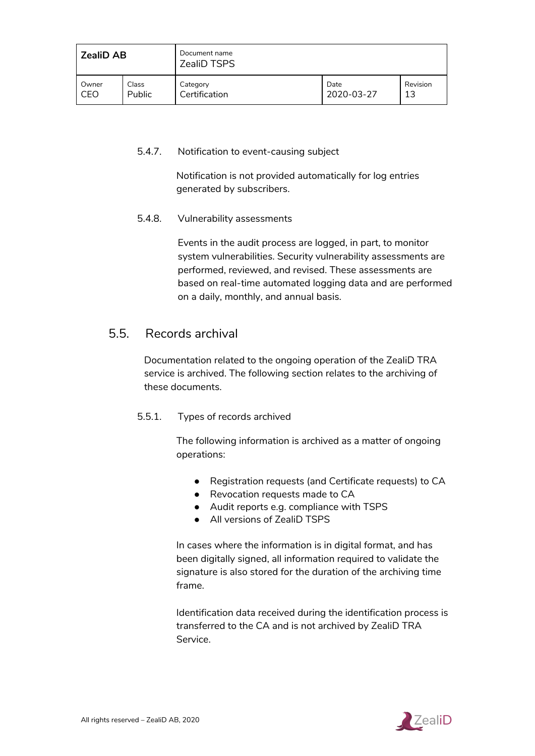#### 5.4.7. Notification to event-causing subject

Notification is not provided automatically for log entries generated by subscribers.

#### 5.4.8. Vulnerability assessments

Events in the audit process are logged, in part, to monitor system vulnerabilities. Security vulnerability assessments are performed, reviewed, and revised. These assessments are based on real-time automated logging data and are performed on a daily, monthly, and annual basis.

### 5.5. Records archival

Documentation related to the ongoing operation of the ZealiD TRA service is archived. The following section relates to the archiving of these documents.

#### 5.5.1. Types of records archived

The following information is archived as a matter of ongoing operations:

- Registration requests (and Certificate requests) to CA
- Revocation requests made to CA
- Audit reports e.g. compliance with TSPS
- All versions of ZealiD TSPS

In cases where the information is in digital format, and has been digitally signed, all information required to validate the signature is also stored for the duration of the archiving time frame.

Identification data received during the identification process is transferred to the CA and is not archived by ZealiD TRA Service.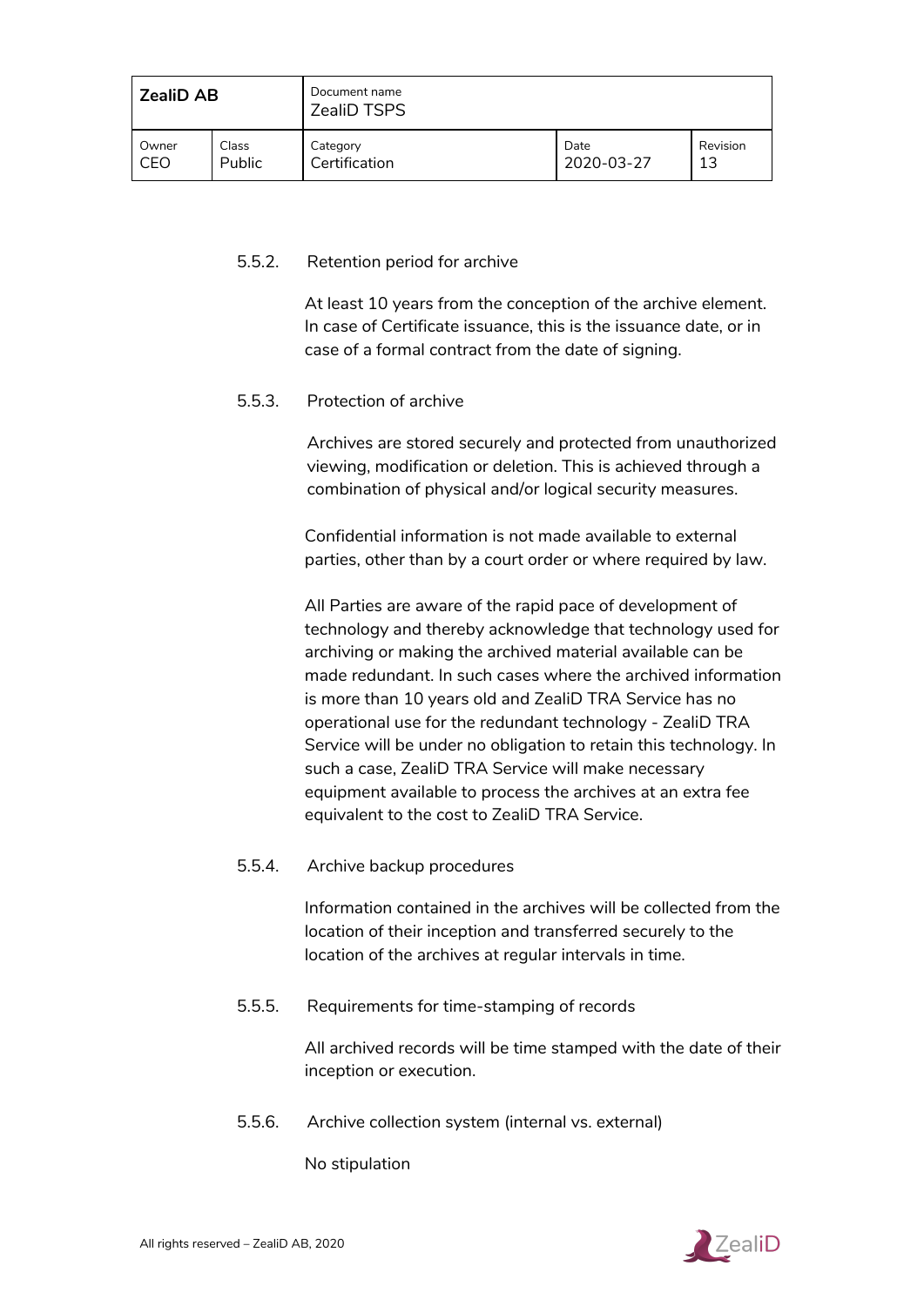#### 5.5.2. Retention period for archive

At least 10 years from the conception of the archive element. In case of Certificate issuance, this is the issuance date, or in case of a formal contract from the date of signing.

#### 5.5.3. Protection of archive

Archives are stored securely and protected from unauthorized viewing, modification or deletion. This is achieved through a combination of physical and/or logical security measures.

Confidential information is not made available to external parties, other than by a court order or where required by law.

All Parties are aware of the rapid pace of development of technology and thereby acknowledge that technology used for archiving or making the archived material available can be made redundant. In such cases where the archived information is more than 10 years old and ZealiD TRA Service has no operational use for the redundant technology - ZealiD TRA Service will be under no obligation to retain this technology. In such a case, ZealiD TRA Service will make necessary equipment available to process the archives at an extra fee equivalent to the cost to ZealiD TRA Service.

#### 5.5.4. Archive backup procedures

Information contained in the archives will be collected from the location of their inception and transferred securely to the location of the archives at regular intervals in time.

#### 5.5.5. Requirements for time-stamping of records

All archived records will be time stamped with the date of their inception or execution.

#### 5.5.6. Archive collection system (internal vs. external)

No stipulation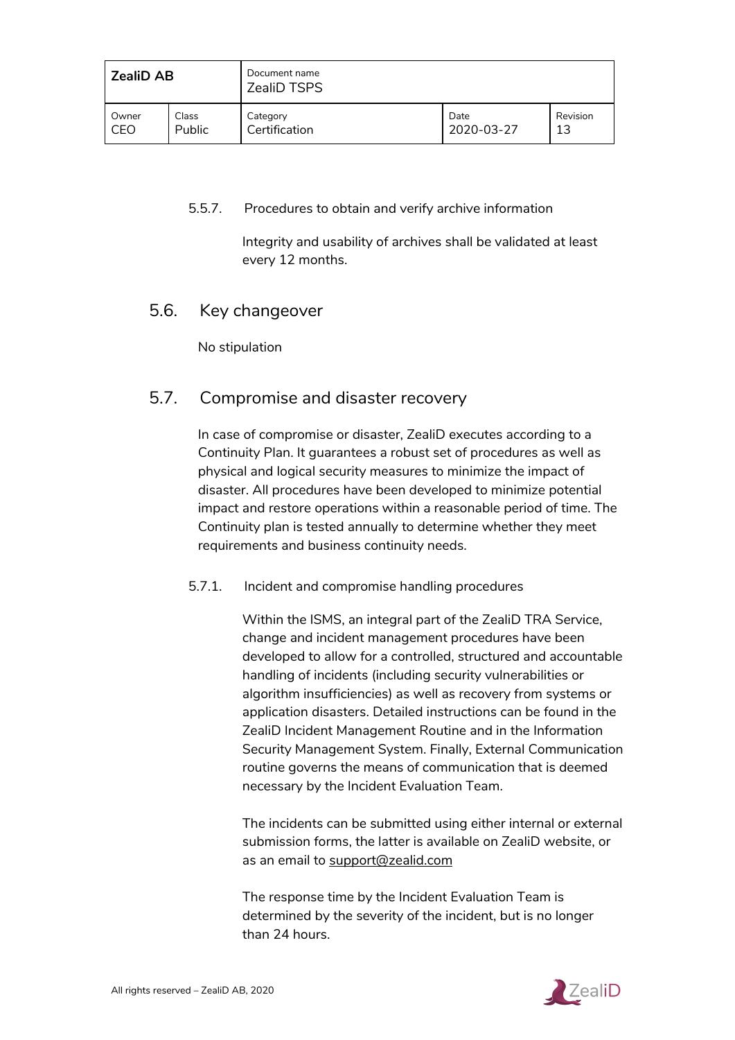#### 5.5.7. Procedures to obtain and verify archive information

Integrity and usability of archives shall be validated at least every 12 months.

## 5.6. Key changeover

No stipulation

## 5.7. Compromise and disaster recovery

In case of compromise or disaster, ZealiD executes according to a Continuity Plan. It guarantees a robust set of procedures as well as physical and logical security measures to minimize the impact of disaster. All procedures have been developed to minimize potential impact and restore operations within a reasonable period of time. The Continuity plan is tested annually to determine whether they meet requirements and business continuity needs.

#### 5.7.1. Incident and compromise handling procedures

Within the ISMS, an integral part of the ZealiD TRA Service, change and incident management procedures have been developed to allow for a controlled, structured and accountable handling of incidents (including security vulnerabilities or algorithm insufficiencies) as well as recovery from systems or application disasters. Detailed instructions can be found in the ZealiD Incident Management Routine and in the Information Security Management System. Finally, External Communication routine governs the means of communication that is deemed necessary by the Incident Evaluation Team.

The incidents can be submitted using either internal or external submission forms, the latter is available on ZealiD website, or as an email to support@zealid.com

The response time by the Incident Evaluation Team is determined by the severity of the incident, but is no longer than 24 hours.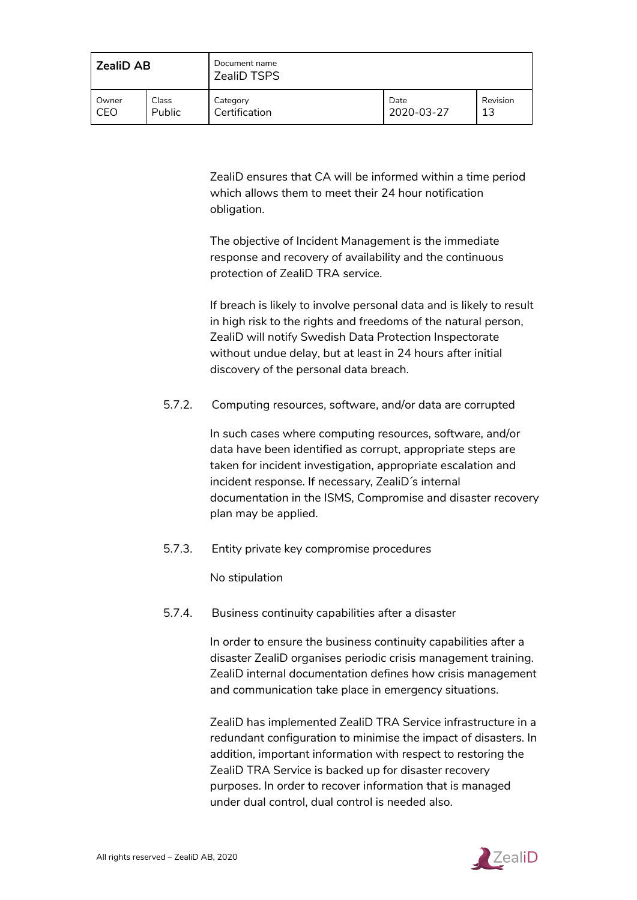ZealiD ensures that CA will be informed within a time period which allows them to meet their 24 hour notification obligation.

The objective of Incident Management is the immediate response and recovery of availability and the continuous protection of ZealiD TRA service.

If breach is likely to involve personal data and is likely to result in high risk to the rights and freedoms of the natural person, ZealiD will notify Swedish Data Protection Inspectorate without undue delay, but at least in 24 hours after initial discovery of the personal data breach.

### 5.7.2. Computing resources, software, and/or data are corrupted

In such cases where computing resources, software, and/or data have been identified as corrupt, appropriate steps are taken for incident investigation, appropriate escalation and incident response. If necessary, ZealiD´s internal documentation in the ISMS, Compromise and disaster recovery plan may be applied.

### 5.7.3. Entity private key compromise procedures

No stipulation

### 5.7.4. Business continuity capabilities after a disaster

In order to ensure the business continuity capabilities after a disaster ZealiD organises periodic crisis management training. ZealiD internal documentation defines how crisis management and communication take place in emergency situations.

ZealiD has implemented ZealiD TRA Service infrastructure in a redundant configuration to minimise the impact of disasters. In addition, important information with respect to restoring the ZealiD TRA Service is backed up for disaster recovery purposes. In order to recover information that is managed under dual control, dual control is needed also.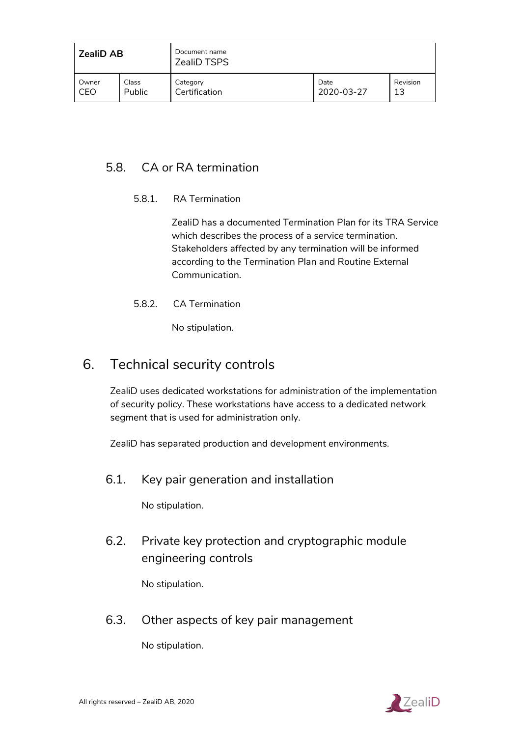## 5.8. CA or RA termination

### 5.8.1. RA Termination

ZealiD has a documented Termination Plan for its TRA Service which describes the process of a service termination. Stakeholders affected by any termination will be informed according to the Termination Plan and Routine External Communication.

### 5.8.2. CA Termination

No stipulation.

# 6. Technical security controls

ZealiD uses dedicated workstations for administration of the implementation of security policy. These workstations have access to a dedicated network segment that is used for administration only.

ZealiD has separated production and development environments.

## 6.1. Key pair generation and installation

No stipulation.

## 6.2. Private key protection and cryptographic module engineering controls

No stipulation.

## 6.3. Other aspects of key pair management

No stipulation.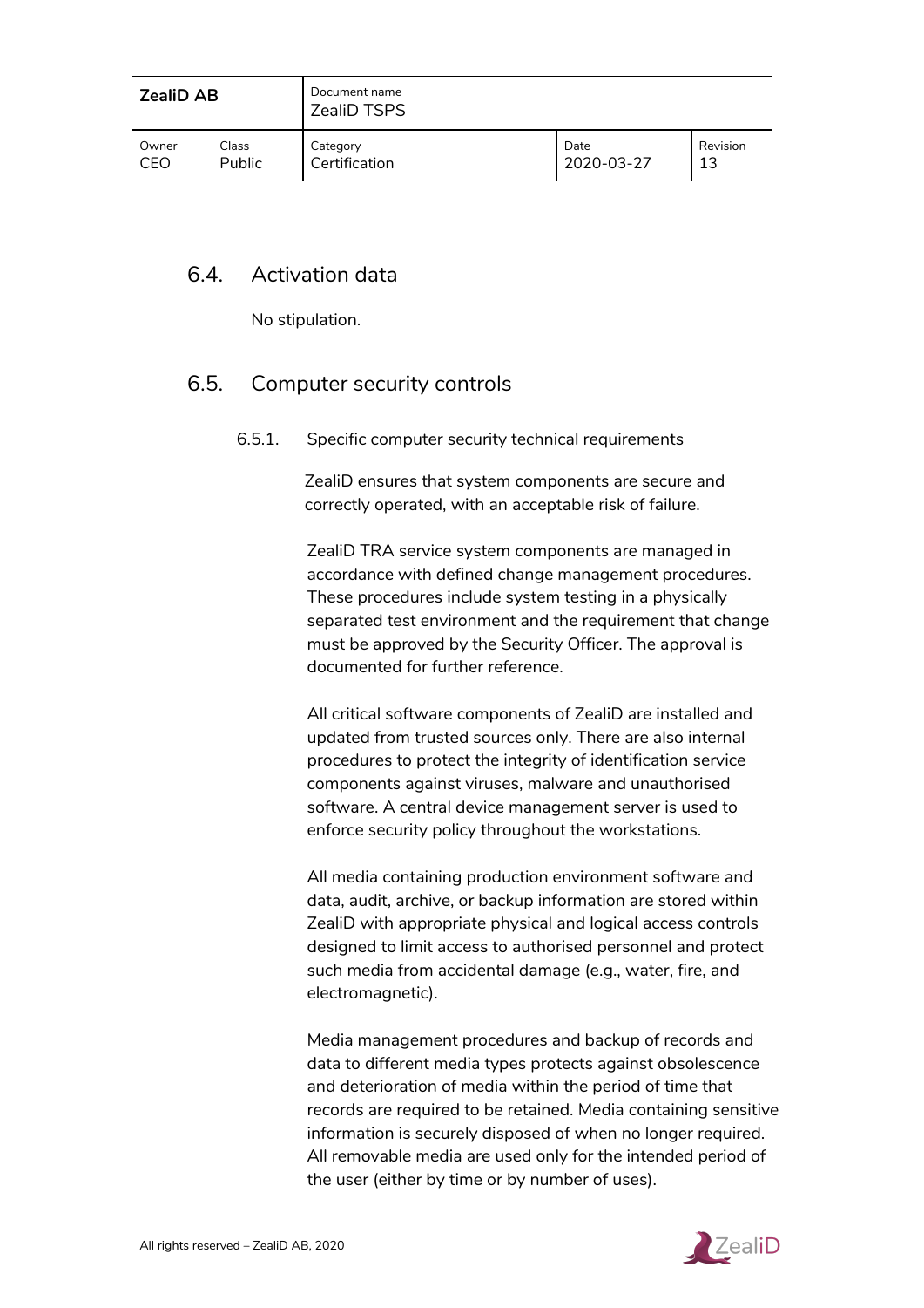## 6.4. Activation data

No stipulation.

## 6.5. Computer security controls

### 6.5.1. Specific computer security technical requirements

ZealiD ensures that system components are secure and correctly operated, with an acceptable risk of failure.

ZealiD TRA service system components are managed in accordance with defined change management procedures. These procedures include system testing in a physically separated test environment and the requirement that change must be approved by the Security Officer. The approval is documented for further reference.

All critical software components of ZealiD are installed and updated from trusted sources only. There are also internal procedures to protect the integrity of identification service components against viruses, malware and unauthorised software. A central device management server is used to enforce security policy throughout the workstations.

All media containing production environment software and data, audit, archive, or backup information are stored within ZealiD with appropriate physical and logical access controls designed to limit access to authorised personnel and protect such media from accidental damage (e.g., water, fire, and electromagnetic).

Media management procedures and backup of records and data to different media types protects against obsolescence and deterioration of media within the period of time that records are required to be retained. Media containing sensitive information is securely disposed of when no longer required. All removable media are used only for the intended period of the user (either by time or by number of uses).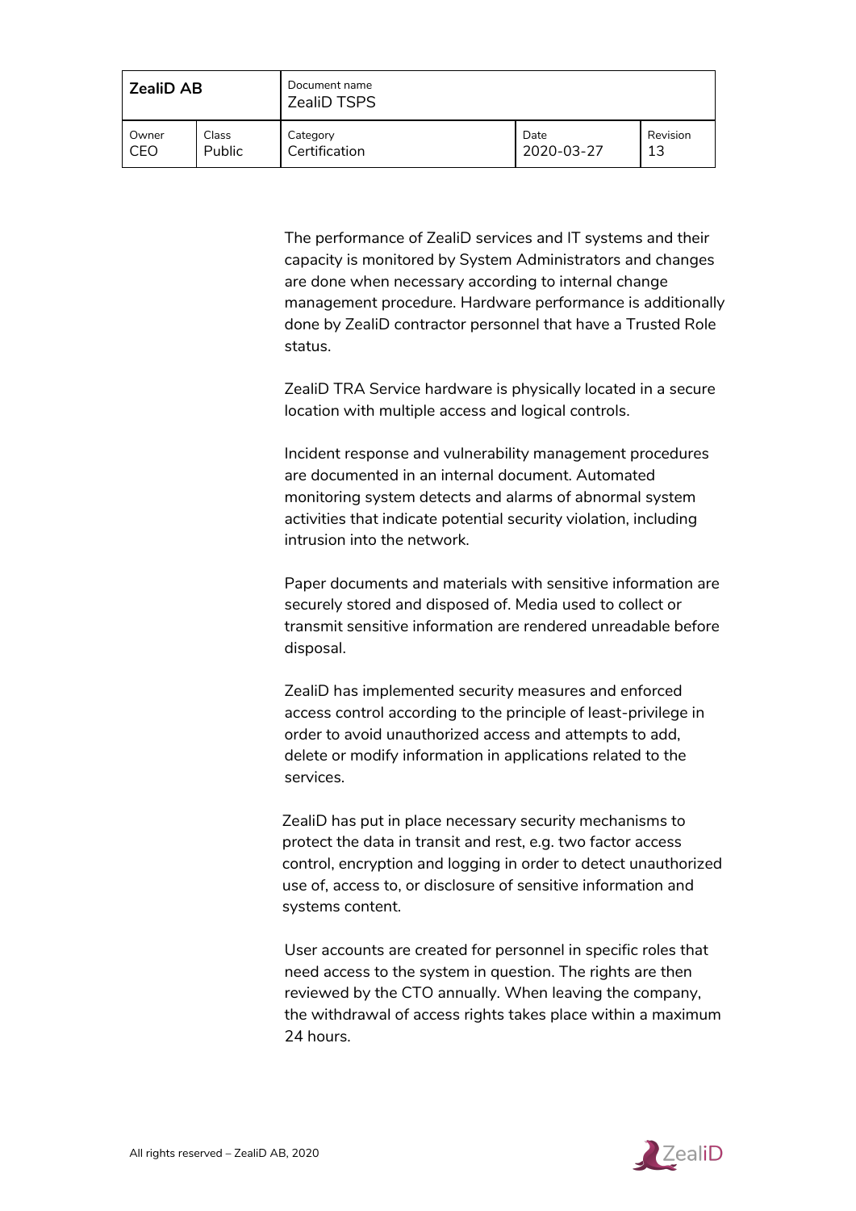The performance of ZealiD services and IT systems and their capacity is monitored by System Administrators and changes are done when necessary according to internal change management procedure. Hardware performance is additionally done by ZealiD contractor personnel that have a Trusted Role status.

ZealiD TRA Service hardware is physically located in a secure location with multiple access and logical controls.

Incident response and vulnerability management procedures are documented in an internal document. Automated monitoring system detects and alarms of abnormal system activities that indicate potential security violation, including intrusion into the network.

Paper documents and materials with sensitive information are securely stored and disposed of. Media used to collect or transmit sensitive information are rendered unreadable before disposal.

ZealiD has implemented security measures and enforced access control according to the principle of least-privilege in order to avoid unauthorized access and attempts to add, delete or modify information in applications related to the services.

ZealiD has put in place necessary security mechanisms to protect the data in transit and rest, e.g. two factor access control, encryption and logging in order to detect unauthorized use of, access to, or disclosure of sensitive information and systems content.

User accounts are created for personnel in specific roles that need access to the system in question. The rights are then reviewed by the CTO annually. When leaving the company, the withdrawal of access rights takes place within a maximum 24 hours.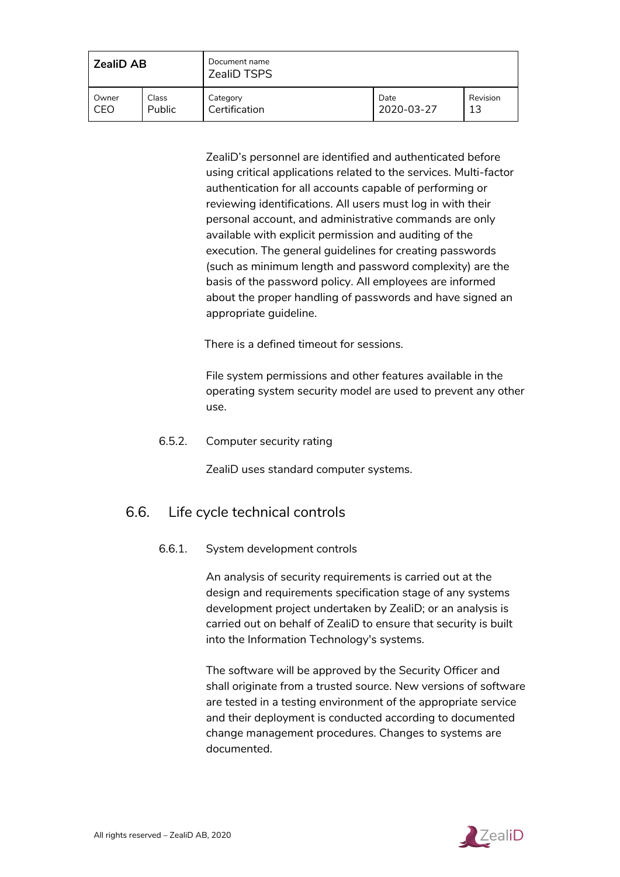ZealiD's personnel are identified and authenticated before using critical applications related to the services. Multi-factor authentication for all accounts capable of performing or reviewing identifications. All users must log in with their personal account, and administrative commands are only available with explicit permission and auditing of the execution. The general guidelines for creating passwords (such as minimum length and password complexity) are the basis of the password policy. All employees are informed about the proper handling of passwords and have signed an appropriate guideline.

There is a defined timeout for sessions.

File system permissions and other features available in the operating system security model are used to prevent any other use.

#### 6.5.2. Computer security rating

ZealiD uses standard computer systems.

## 6.6. Life cycle technical controls

#### 6.6.1. System development controls

An analysis of security requirements is carried out at the design and requirements specification stage of any systems development project undertaken by ZealiD; or an analysis is carried out on behalf of ZealiD to ensure that security is built into the Information Technology's systems.

The software will be approved by the Security Officer and shall originate from a trusted source. New versions of software are tested in a testing environment of the appropriate service and their deployment is conducted according to documented change management procedures. Changes to systems are documented.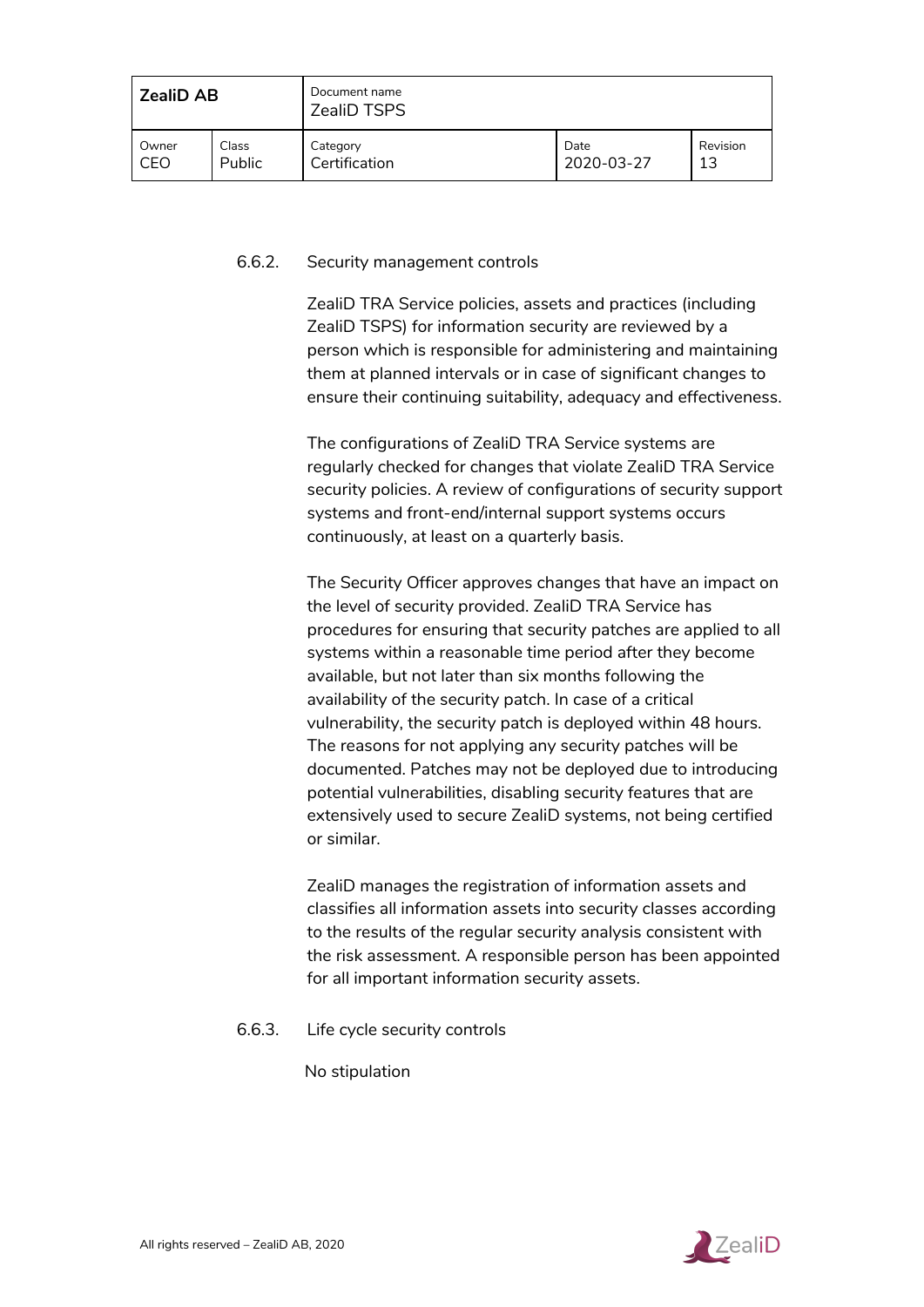#### 6.6.2. Security management controls

ZealiD TRA Service policies, assets and practices (including ZealiD TSPS) for information security are reviewed by a person which is responsible for administering and maintaining them at planned intervals or in case of significant changes to ensure their continuing suitability, adequacy and effectiveness.

The configurations of ZealiD TRA Service systems are regularly checked for changes that violate ZealiD TRA Service security policies. A review of configurations of security support systems and front-end/internal support systems occurs continuously, at least on a quarterly basis.

The Security Officer approves changes that have an impact on the level of security provided. ZealiD TRA Service has procedures for ensuring that security patches are applied to all systems within a reasonable time period after they become available, but not later than six months following the availability of the security patch. In case of a critical vulnerability, the security patch is deployed within 48 hours. The reasons for not applying any security patches will be documented. Patches may not be deployed due to introducing potential vulnerabilities, disabling security features that are extensively used to secure ZealiD systems, not being certified or similar.

ZealiD manages the registration of information assets and classifies all information assets into security classes according to the results of the regular security analysis consistent with the risk assessment. A responsible person has been appointed for all important information security assets.

#### 6.6.3. Life cycle security controls

No stipulation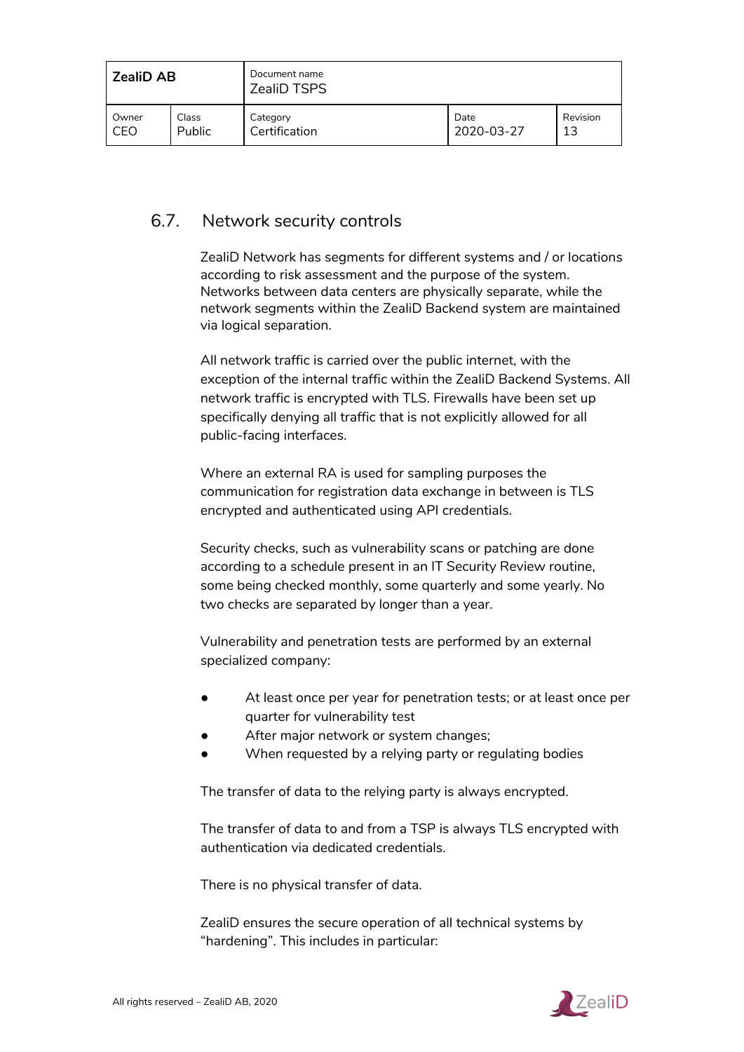## 6.7. Network security controls

ZealiD Network has segments for different systems and / or locations according to risk assessment and the purpose of the system. Networks between data centers are physically separate, while the network segments within the ZealiD Backend system are maintained via logical separation.

All network traffic is carried over the public internet, with the exception of the internal traffic within the ZealiD Backend Systems. All network traffic is encrypted with TLS. Firewalls have been set up specifically denying all traffic that is not explicitly allowed for all public-facing interfaces.

Where an external RA is used for sampling purposes the communication for registration data exchange in between is TLS encrypted and authenticated using API credentials.

Security checks, such as vulnerability scans or patching are done according to a schedule present in an IT Security Review routine, some being checked monthly, some quarterly and some yearly. No two checks are separated by longer than a year.

Vulnerability and penetration tests are performed by an external specialized company:

- At least once per year for penetration tests; or at least once per quarter for vulnerability test
- After major network or system changes;
- When requested by a relying party or regulating bodies

The transfer of data to the relying party is always encrypted.

The transfer of data to and from a TSP is always TLS encrypted with authentication via dedicated credentials.

There is no physical transfer of data.

ZealiD ensures the secure operation of all technical systems by "hardening". This includes in particular: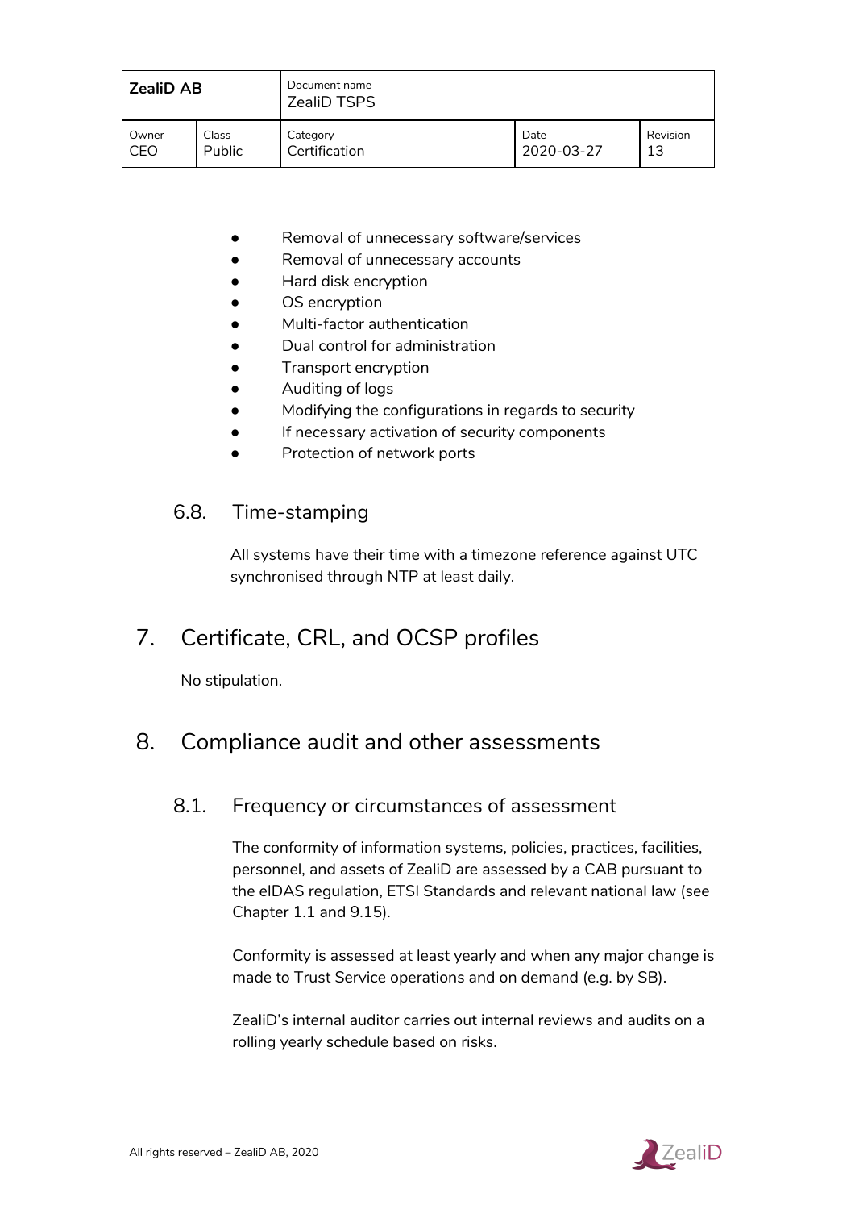- Removal of unnecessary software/services
- Removal of unnecessary accounts
- Hard disk encryption
- OS encryption
- Multi-factor authentication
- Dual control for administration
- Transport encryption
- Auditing of logs
- Modifying the configurations in regards to security
- If necessary activation of security components
- Protection of network ports

### 6.8. Time-stamping

All systems have their time with a timezone reference against UTC synchronised through NTP at least daily.

## 7. Certificate, CRL, and OCSP profiles

No stipulation.

## 8. Compliance audit and other assessments

### 8.1. Frequency or circumstances of assessment

The conformity of information systems, policies, practices, facilities, personnel, and assets of ZealiD are assessed by a CAB pursuant to the eIDAS regulation, ETSI Standards and relevant national law (see Chapter 1.1 and 9.15).

Conformity is assessed at least yearly and when any major change is made to Trust Service operations and on demand (e.g. by SB).

ZealiD's internal auditor carries out internal reviews and audits on a rolling yearly schedule based on risks.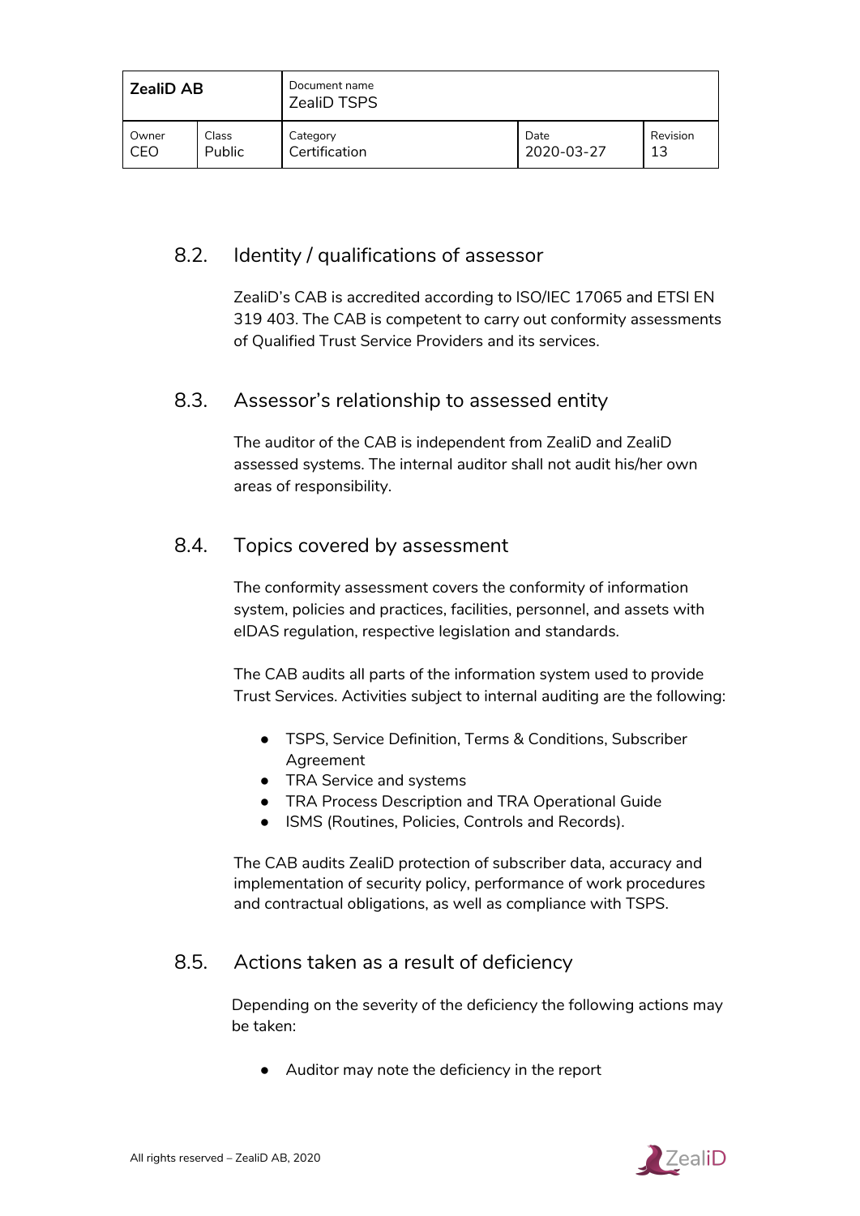## 8.2. Identity / qualifications of assessor

ZealiD's CAB is accredited according to ISO/IEC 17065 and ETSI EN 319 403. The CAB is competent to carry out conformity assessments of Qualified Trust Service Providers and its services.

## 8.3. Assessor's relationship to assessed entity

The auditor of the CAB is independent from ZealiD and ZealiD assessed systems. The internal auditor shall not audit his/her own areas of responsibility.

## 8.4. Topics covered by assessment

The conformity assessment covers the conformity of information system, policies and practices, facilities, personnel, and assets with eIDAS regulation, respective legislation and standards.

The CAB audits all parts of the information system used to provide Trust Services. Activities subject to internal auditing are the following:

- TSPS, Service Definition, Terms & Conditions, Subscriber Agreement
- TRA Service and systems
- TRA Process Description and TRA Operational Guide
- ISMS (Routines, Policies, Controls and Records).

The CAB audits ZealiD protection of subscriber data, accuracy and implementation of security policy, performance of work procedures and contractual obligations, as well as compliance with TSPS.

## 8.5. Actions taken as a result of deficiency

Depending on the severity of the deficiency the following actions may be taken:

- Auditor may note the deficiency in the report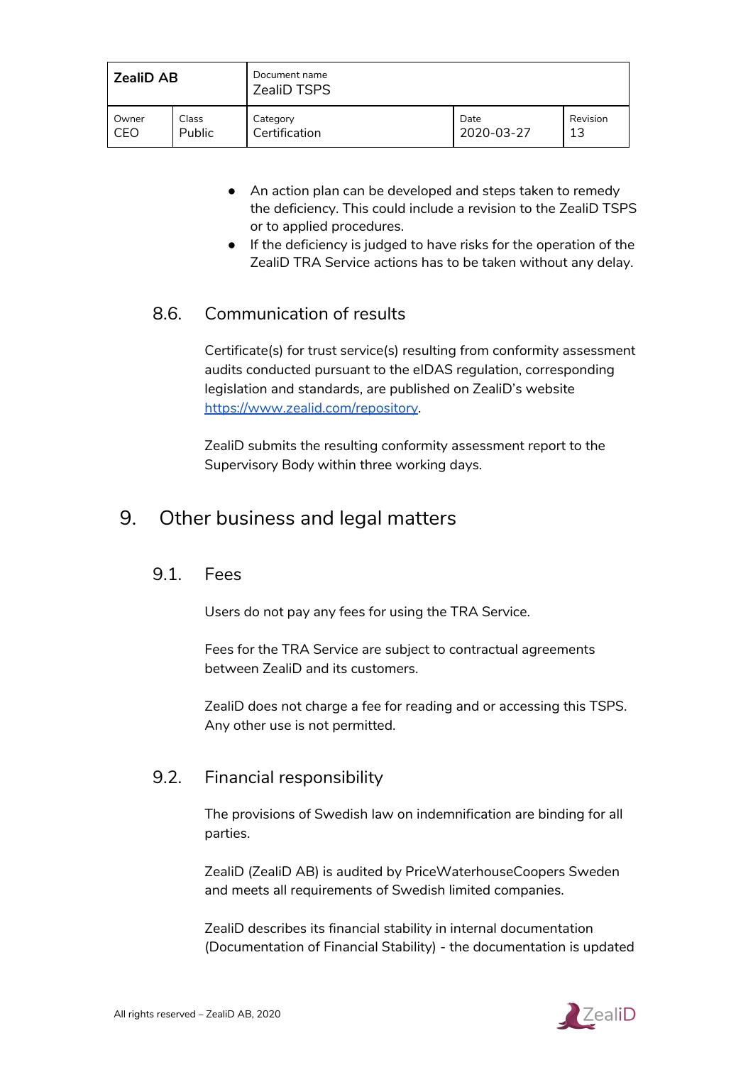- An action plan can be developed and steps taken to remedy the deficiency. This could include a revision to the ZealiD TSPS or to applied procedures.
- If the deficiency is judged to have risks for the operation of the ZealiD TRA Service actions has to be taken without any delay.

### 8.6. Communication of results

Certificate(s) for trust service(s) resulting from conformity assessment audits conducted pursuant to the eIDAS regulation, corresponding legislation and standards, are published on ZealiD's website [https://www.zealid.com/repository](https://www.zealid.com/repository).

ZealiD submits the resulting conformity assessment report to the Supervisory Body within three working days.

## 9. Other business and legal matters

### 9.1. Fees

Users do not pay any fees for using the TRA Service.

Fees for the TRA Service are subject to contractual agreements between ZealiD and its customers.

ZealiD does not charge a fee for reading and or accessing this TSPS. Any other use is not permitted.

### 9.2. Financial responsibility

The provisions of Swedish law on indemnification are binding for all parties.

ZealiD (ZealiD AB) is audited by PriceWaterhouseCoopers Sweden and meets all requirements of Swedish limited companies.

ZealiD describes its financial stability in internal documentation (Documentation of Financial Stability) - the documentation is updated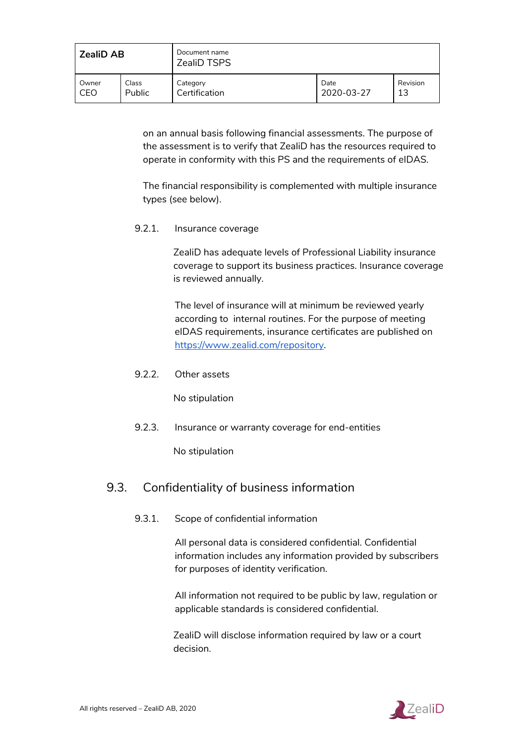on an annual basis following financial assessments. The purpose of the assessment is to verify that ZealiD has the resources required to operate in conformity with this PS and the requirements of eIDAS.

The financial responsibility is complemented with multiple insurance types (see below).

#### 9.2.1. Insurance coverage

ZealiD has adequate levels of Professional Liability insurance coverage to support its business practices. Insurance coverage is reviewed annually.

The level of insurance will at minimum be reviewed yearly according to  internal routines. For the purpose of meeting eIDAS requirements, insurance certificates are published on https://www.zealid.com/repository.

#### 9.2.2. Other assets

No stipulation

#### 9.2.3. Insurance or warranty coverage for end-entities

No stipulation

### 9.3. Confidentiality of business information

#### 9.3.1. Scope of confidential information

All personal data is considered confidential. Confidential information includes any information provided by subscribers for purposes of identity verification.

All information not required to be public by law, regulation or applicable standards is considered confidential.

ZealiD will disclose information required by law or a court decision.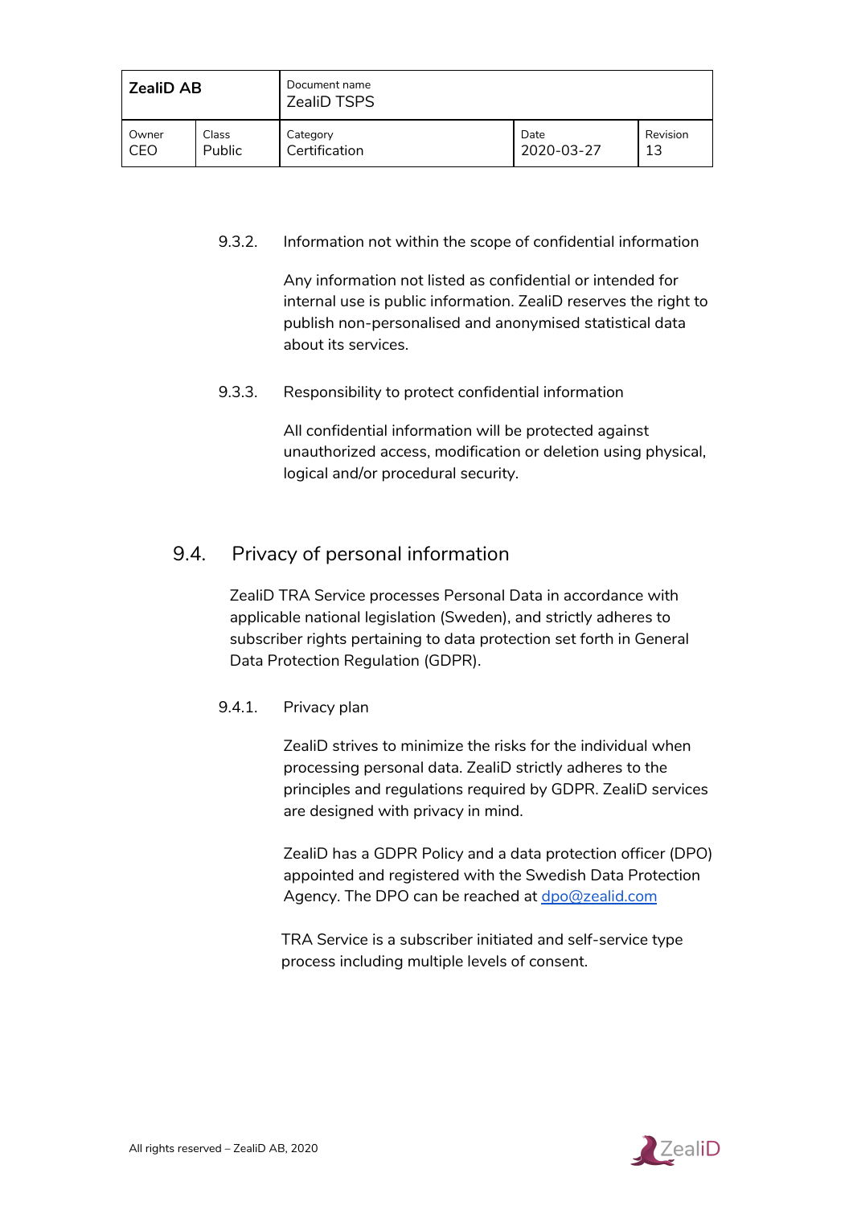#### 9.3.2. Information not within the scope of confidential information

Any information not listed as confidential or intended for internal use is public information. ZealiD reserves the right to publish non-personalised and anonymised statistical data about its services.

#### 9.3.3. Responsibility to protect confidential information

All confidential information will be protected against unauthorized access, modification or deletion using physical, logical and/or procedural security.

### 9.4. Privacy of personal information

ZealiD TRA Service processes Personal Data in accordance with applicable national legislation (Sweden), and strictly adheres to subscriber rights pertaining to data protection set forth in General Data Protection Regulation (GDPR).

#### 9.4.1. Privacy plan

ZealiD strives to minimize the risks for the individual when processing personal data. ZealiD strictly adheres to the principles and regulations required by GDPR. ZealiD services are designed with privacy in mind.

ZealiD has a GDPR Policy and a data protection officer (DPO) appointed and registered with the Swedish Data Protection Agency. The DPO can be reached at dpo@zealid.com

TRA Service is a subscriber initiated and self-service type process including multiple levels of consent.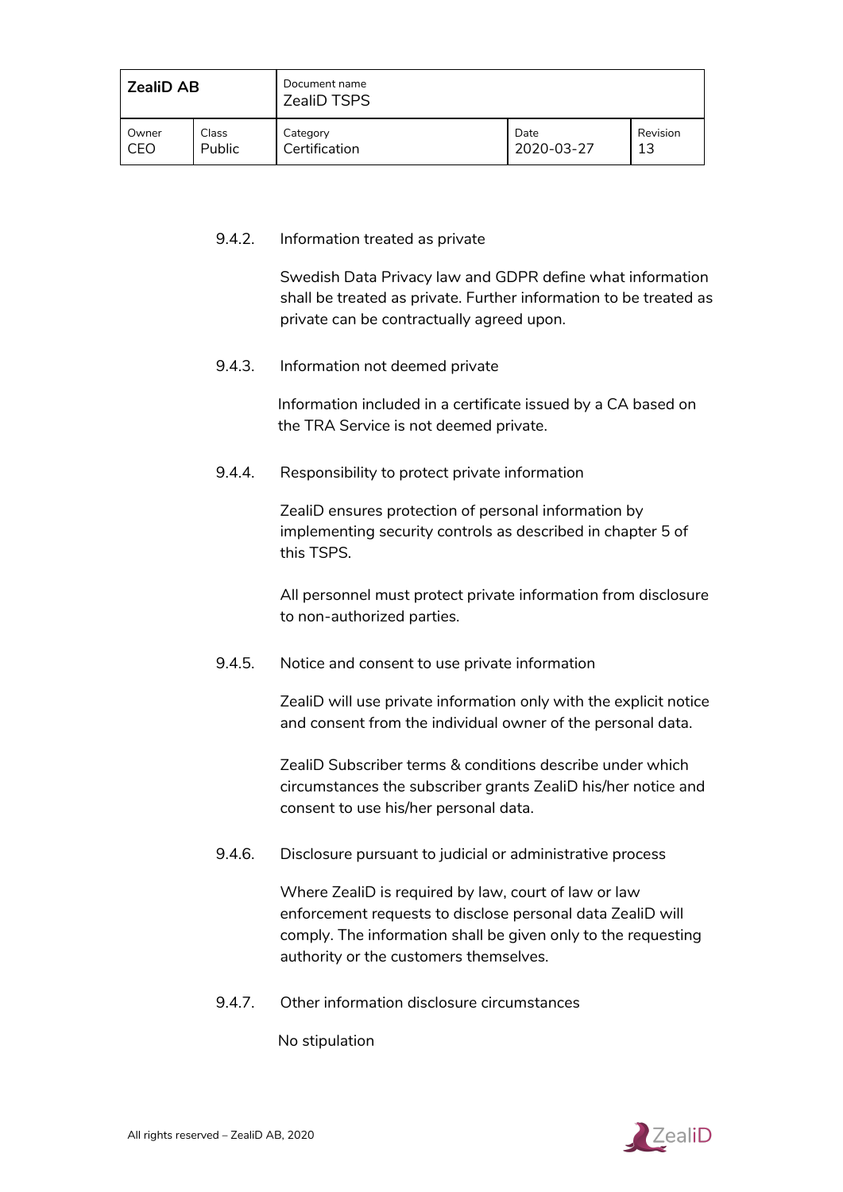#### 9.4.2. Information treated as private

Swedish Data Privacy law and GDPR define what information shall be treated as private. Further information to be treated as private can be contractually agreed upon.

#### 9.4.3. Information not deemed private

Information included in a certificate issued by a CA based on the TRA Service is not deemed private.

#### 9.4.4. Responsibility to protect private information

ZealiD ensures protection of personal information by implementing security controls as described in chapter 5 of this TSPS.

All personnel must protect private information from disclosure to non-authorized parties.

#### 9.4.5. Notice and consent to use private information

ZealiD will use private information only with the explicit notice and consent from the individual owner of the personal data.

ZealiD Subscriber terms & conditions describe under which circumstances the subscriber grants ZealiD his/her notice and consent to use his/her personal data.

#### 9.4.6. Disclosure pursuant to judicial or administrative process

Where ZealiD is required by law, court of law or law enforcement requests to disclose personal data ZealiD will comply. The information shall be given only to the requesting authority or the customers themselves.

#### 9.4.7. Other information disclosure circumstances

No stipulation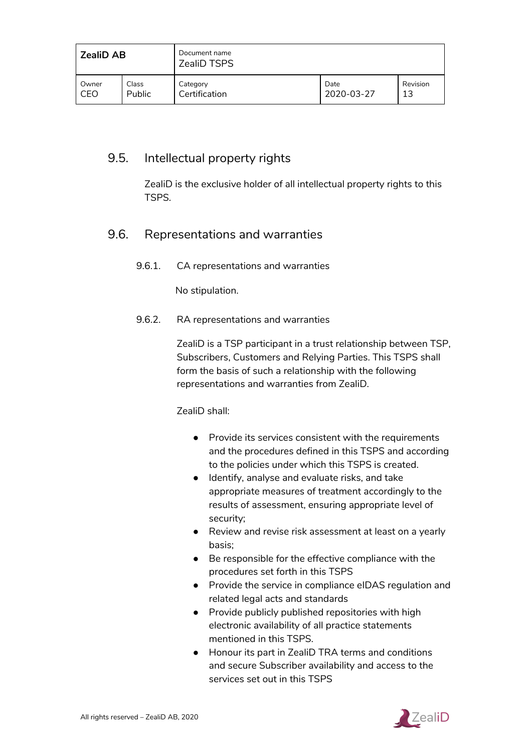## 9.5. Intellectual property rights

ZealiD is the exclusive holder of all intellectual property rights to this TSPS.

## 9.6. Representations and warranties

### 9.6.1. CA representations and warranties

No stipulation.

### 9.6.2. RA representations and warranties

ZealiD is a TSP participant in a trust relationship between TSP, Subscribers, Customers and Relying Parties. This TSPS shall form the basis of such a relationship with the following representations and warranties from ZealiD.

ZealiD shall:

- Provide its services consistent with the requirements and the procedures defined in this TSPS and according to the policies under which this TSPS is created.
- Identify, analyse and evaluate risks, and take appropriate measures of treatment accordingly to the results of assessment, ensuring appropriate level of security;
- Review and revise risk assessment at least on a yearly basis;
- Be responsible for the effective compliance with the procedures set forth in this TSPS
- Provide the service in compliance eIDAS regulation and related legal acts and standards
- Provide publicly published repositories with high electronic availability of all practice statements mentioned in this TSPS.
- Honour its part in ZealiD TRA terms and conditions and secure Subscriber availability and access to the services set out in this TSPS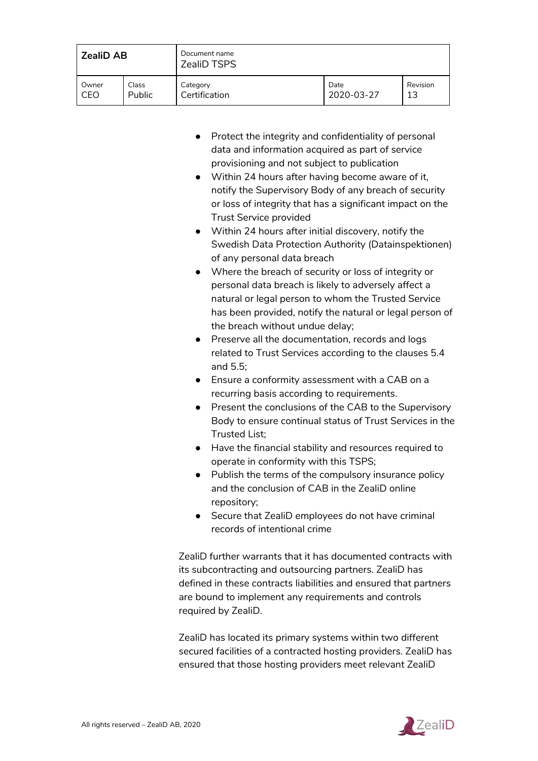- Protect the integrity and confidentiality of personal data and information acquired as part of service provisioning and not subject to publication
- Within 24 hours after having become aware of it, notify the Supervisory Body of any breach of security or loss of integrity that has a significant impact on the Trust Service provided
- Within 24 hours after initial discovery, notify the Swedish Data Protection Authority (Datainspektionen) of any personal data breach
- Where the breach of security or loss of integrity or personal data breach is likely to adversely affect a natural or legal person to whom the Trusted Service has been provided, notify the natural or legal person of the breach without undue delay;
- Preserve all the documentation, records and logs related to Trust Services according to the clauses 5.4 and 5.5;
- Ensure a conformity assessment with a CAB on a recurring basis according to requirements.
- Present the conclusions of the CAB to the Supervisory Body to ensure continual status of Trust Services in the Trusted List;
- Have the financial stability and resources required to operate in conformity with this TSPS;
- Publish the terms of the compulsory insurance policy and the conclusion of CAB in the ZealiD online repository;
- Secure that ZealiD employees do not have criminal records of intentional crime

ZealiD further warrants that it has documented contracts with its subcontracting and outsourcing partners. ZealiD has defined in these contracts liabilities and ensured that partners are bound to implement any requirements and controls required by ZealiD.

ZealiD has located its primary systems within two different secured facilities of a contracted hosting providers. ZealiD has ensured that those hosting providers meet relevant ZealiD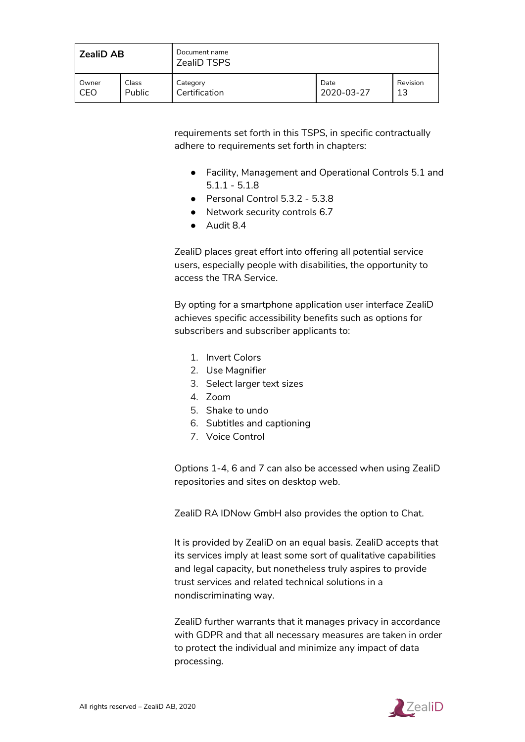requirements set forth in this TSPS, in specific contractually adhere to requirements set forth in chapters:

- Facility, Management and Operational Controls 5.1 and 5.1.1 - 5.1.8
- Personal Control 5.3.2 - 5.3.8
- Network security controls 6.7
- Audit 8.4

ZealiD places great effort into offering all potential service users, especially people with disabilities, the opportunity to access the TRA Service.

By opting for a smartphone application user interface ZealiD achieves specific accessibility benefits such as options for subscribers and subscriber applicants to:

1. Invert Colors
2. Use Magnifier
3. Select larger text sizes
4. Zoom
5. Shake to undo
6. Subtitles and captioning
7. Voice Control

Options 1-4, 6 and 7 can also be accessed when using ZealiD repositories and sites on desktop web.

ZealiD RA IDNow GmbH also provides the option to Chat.

It is provided by ZealiD on an equal basis. ZealiD accepts that its services imply at least some sort of qualitative capabilities and legal capacity, but nonetheless truly aspires to provide trust services and related technical solutions in a nondiscriminating way.

ZealiD further warrants that it manages privacy in accordance with GDPR and that all necessary measures are taken in order to protect the individual and minimize any impact of data processing.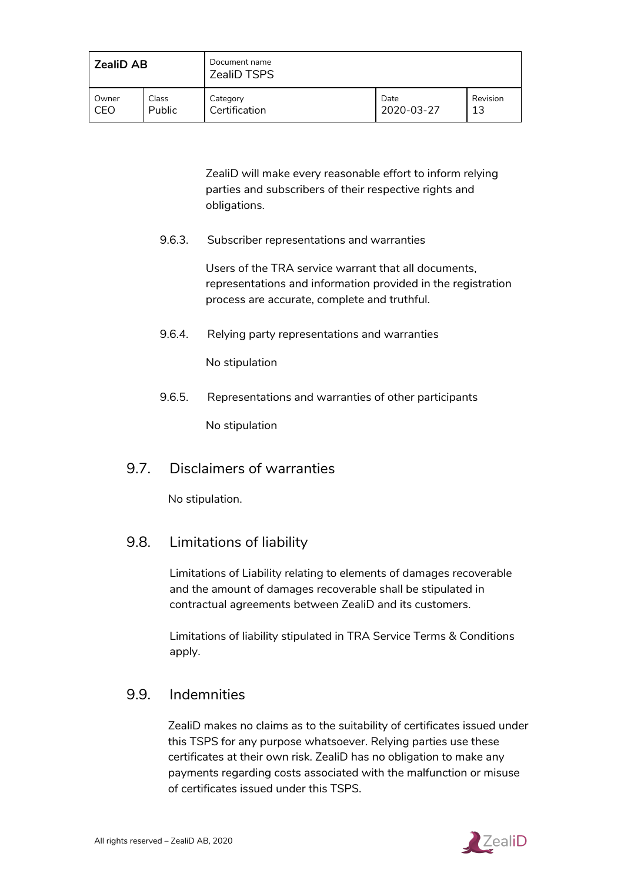ZealiD will make every reasonable effort to inform relying parties and subscribers of their respective rights and obligations.

#### 9.6.3. Subscriber representations and warranties

Users of the TRA service warrant that all documents, representations and information provided in the registration process are accurate, complete and truthful.

#### 9.6.4. Relying party representations and warranties

No stipulation

#### 9.6.5. Representations and warranties of other participants

No stipulation

### 9.7. Disclaimers of warranties

No stipulation.

### 9.8. Limitations of liability

Limitations of Liability relating to elements of damages recoverable and the amount of damages recoverable shall be stipulated in contractual agreements between ZealiD and its customers.

Limitations of liability stipulated in TRA Service Terms & Conditions apply.

### 9.9. Indemnities

ZealiD makes no claims as to the suitability of certificates issued under this TSPS for any purpose whatsoever. Relying parties use these certificates at their own risk. ZealiD has no obligation to make any payments regarding costs associated with the malfunction or misuse of certificates issued under this TSPS.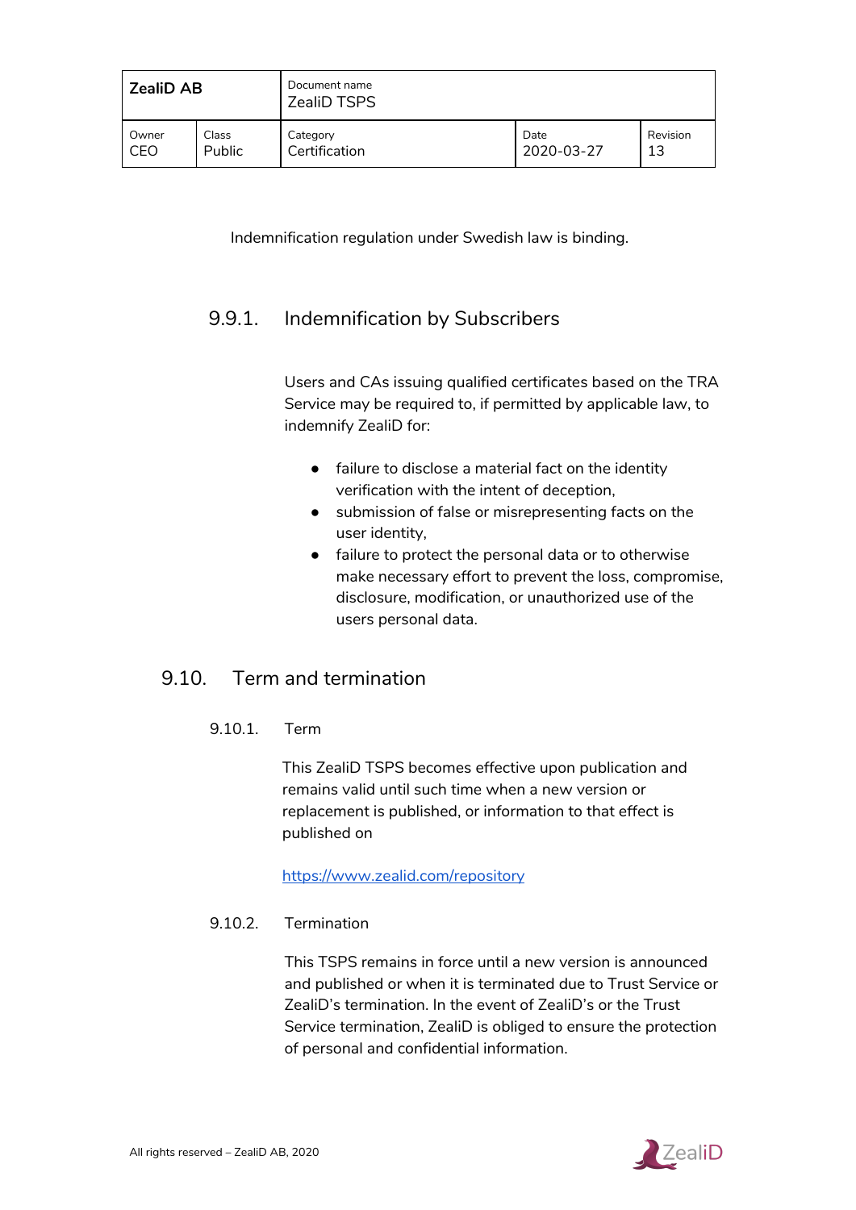Indemnification regulation under Swedish law is binding.

### 9.9.1. Indemnification by Subscribers

Users and CAs issuing qualified certificates based on the TRA Service may be required to, if permitted by applicable law, to indemnify ZealiD for:

- failure to disclose a material fact on the identity verification with the intent of deception,
- submission of false or misrepresenting facts on the user identity,
- failure to protect the personal data or to otherwise make necessary effort to prevent the loss, compromise, disclosure, modification, or unauthorized use of the users personal data.

## 9.10. Term and termination

### 9.10.1. Term

This ZealiD TSPS becomes effective upon publication and remains valid until such time when a new version or replacement is published, or information to that effect is published on

https://www.zealid.com/repository

### 9.10.2. Termination

This TSPS remains in force until a new version is announced and published or when it is terminated due to Trust Service or ZealiD's termination. In the event of ZealiD's or the Trust Service termination, ZealiD is obliged to ensure the protection of personal and confidential information.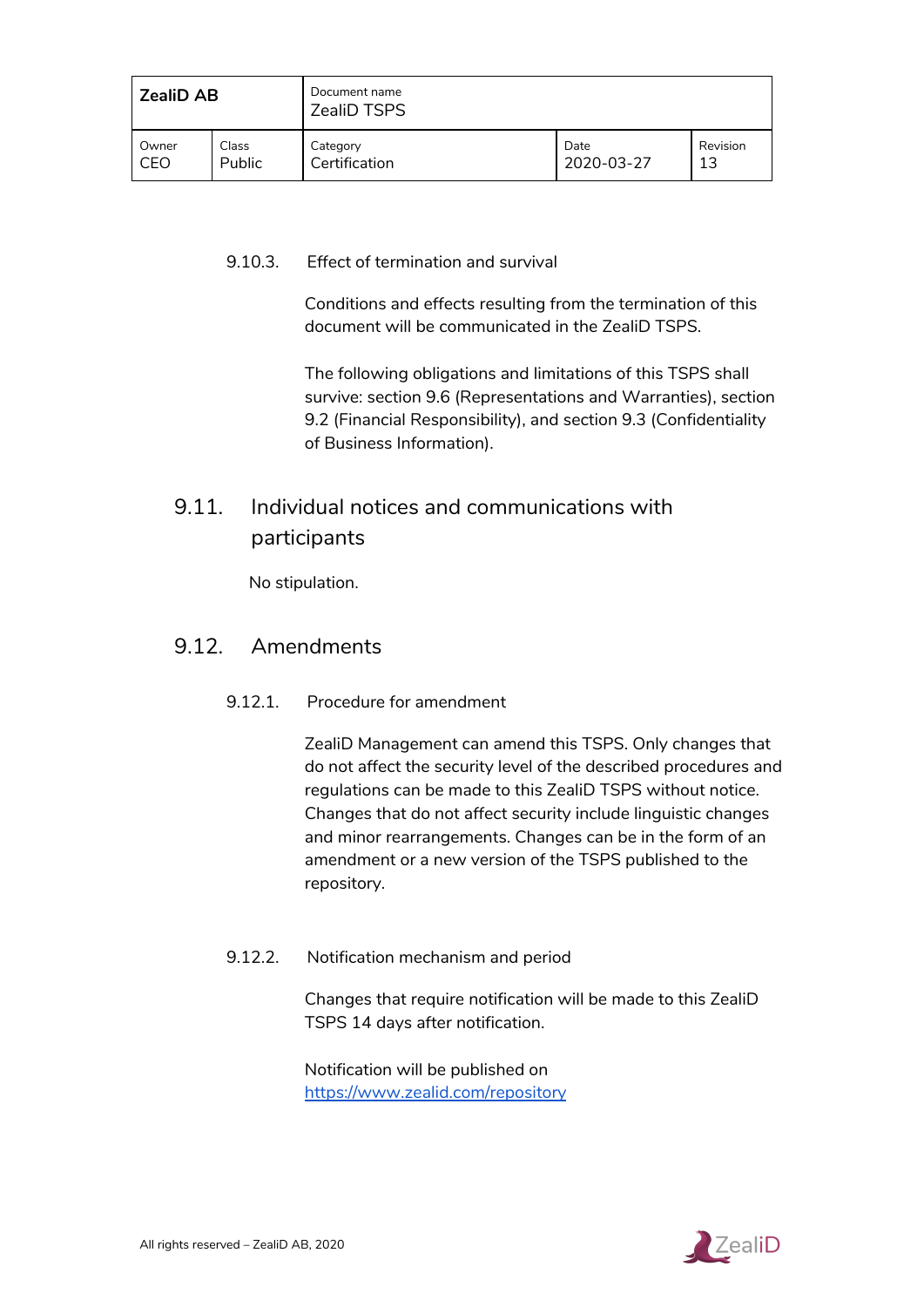#### 9.10.3. Effect of termination and survival

Conditions and effects resulting from the termination of this document will be communicated in the ZealiD TSPS.

The following obligations and limitations of this TSPS shall survive: section 9.6 (Representations and Warranties), section 9.2 (Financial Responsibility), and section 9.3 (Confidentiality of Business Information).

### 9.11. Individual notices and communications with participants

No stipulation.

### 9.12. Amendments

#### 9.12.1. Procedure for amendment

ZealiD Management can amend this TSPS. Only changes that do not affect the security level of the described procedures and regulations can be made to this ZealiD TSPS without notice. Changes that do not affect security include linguistic changes and minor rearrangements. Changes can be in the form of an amendment or a new version of the TSPS published to the repository.

#### 9.12.2. Notification mechanism and period

Changes that require notification will be made to this ZealiD TSPS 14 days after notification.

Notification will be published on [https://www.zealid.com/repository](https://www.zealid.com/repository)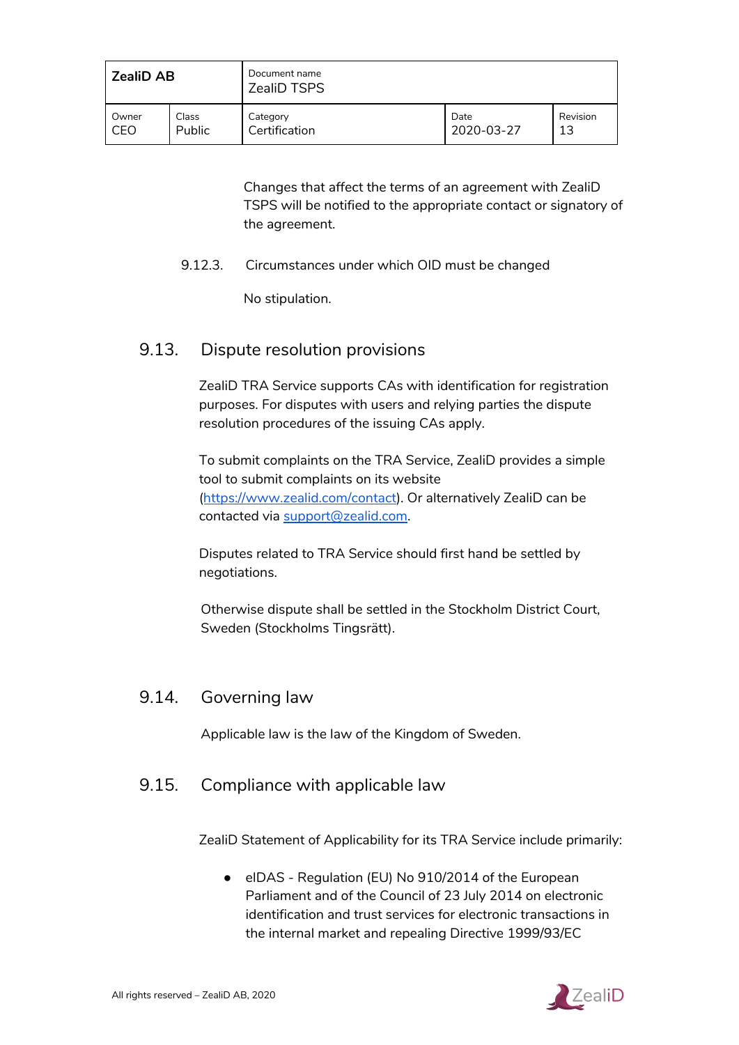Changes that affect the terms of an agreement with ZealiD TSPS will be notified to the appropriate contact or signatory of the agreement.

#### 9.12.3. Circumstances under which OID must be changed

No stipulation.

## 9.13. Dispute resolution provisions

ZealiD TRA Service supports CAs with identification for registration purposes. For disputes with users and relying parties the dispute resolution procedures of the issuing CAs apply.

To submit complaints on the TRA Service, ZealiD provides a simple tool to submit complaints on its website (https://www.zealid.com/contact). Or alternatively ZealiD can be contacted via support@zealid.com.

Disputes related to TRA Service should first hand be settled by negotiations.

Otherwise dispute shall be settled in the Stockholm District Court, Sweden (Stockholms Tingsrätt).

## 9.14. Governing law

Applicable law is the law of the Kingdom of Sweden.

## 9.15. Compliance with applicable law

ZealiD Statement of Applicability for its TRA Service include primarily:

- eIDAS - Regulation (EU) No 910/2014 of the European Parliament and of the Council of 23 July 2014 on electronic identification and trust services for electronic transactions in the internal market and repealing Directive 1999/93/EC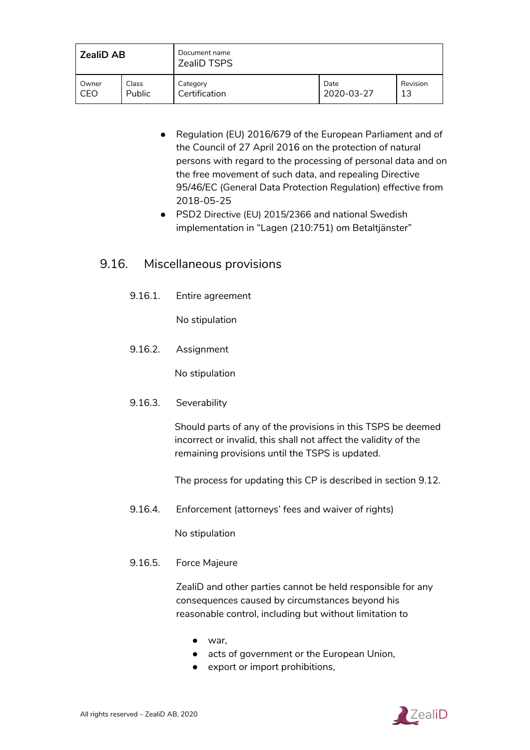- Regulation (EU) 2016/679 of the European Parliament and of the Council of 27 April 2016 on the protection of natural persons with regard to the processing of personal data and on the free movement of such data, and repealing Directive 95/46/EC (General Data Protection Regulation) effective from 2018-05-25
- PSD2 Directive (EU) 2015/2366 and national Swedish implementation in "Lagen (210:751) om Betaltjänster"

## 9.16. Miscellaneous provisions

### 9.16.1. Entire agreement

No stipulation

### 9.16.2. Assignment

No stipulation

### 9.16.3. Severability

Should parts of any of the provisions in this TSPS be deemed incorrect or invalid, this shall not affect the validity of the remaining provisions until the TSPS is updated.

The process for updating this CP is described in section 9.12.

### 9.16.4. Enforcement (attorneys' fees and waiver of rights)

No stipulation

### 9.16.5. Force Majeure

ZealiD and other parties cannot be held responsible for any consequences caused by circumstances beyond his reasonable control, including but without limitation to

- war,
- acts of government or the European Union,
- export or import prohibitions,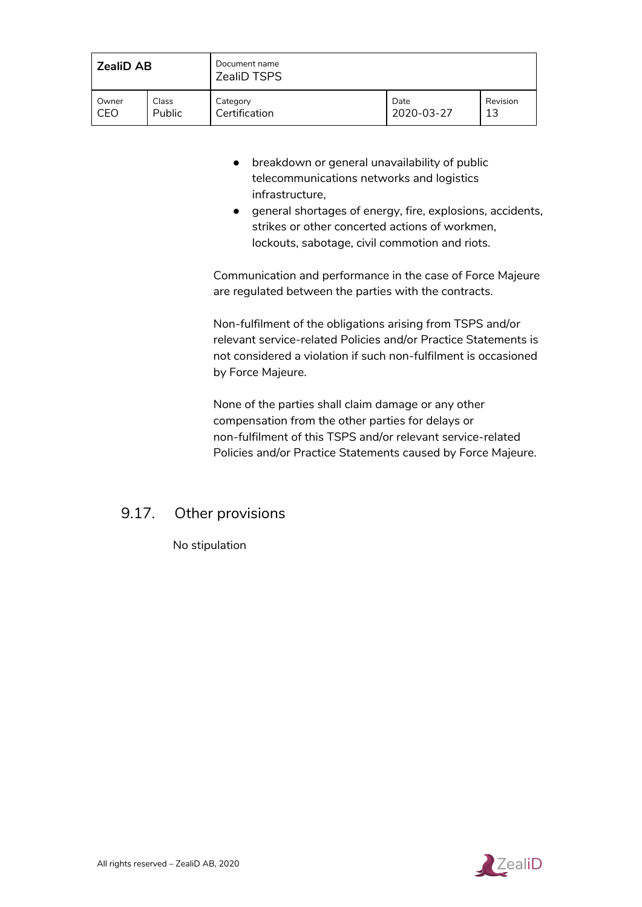- breakdown or general unavailability of public telecommunications networks and logistics infrastructure,
- general shortages of energy, fire, explosions, accidents, strikes or other concerted actions of workmen, lockouts, sabotage, civil commotion and riots.

Communication and performance in the case of Force Majeure are regulated between the parties with the contracts.

Non-fulfilment of the obligations arising from TSPS and/or relevant service-related Policies and/or Practice Statements is not considered a violation if such non-fulfilment is occasioned by Force Majeure.

None of the parties shall claim damage or any other compensation from the other parties for delays or non-fulfilment of this TSPS and/or relevant service-related Policies and/or Practice Statements caused by Force Majeure.

## 9.17. Other provisions

No stipulation